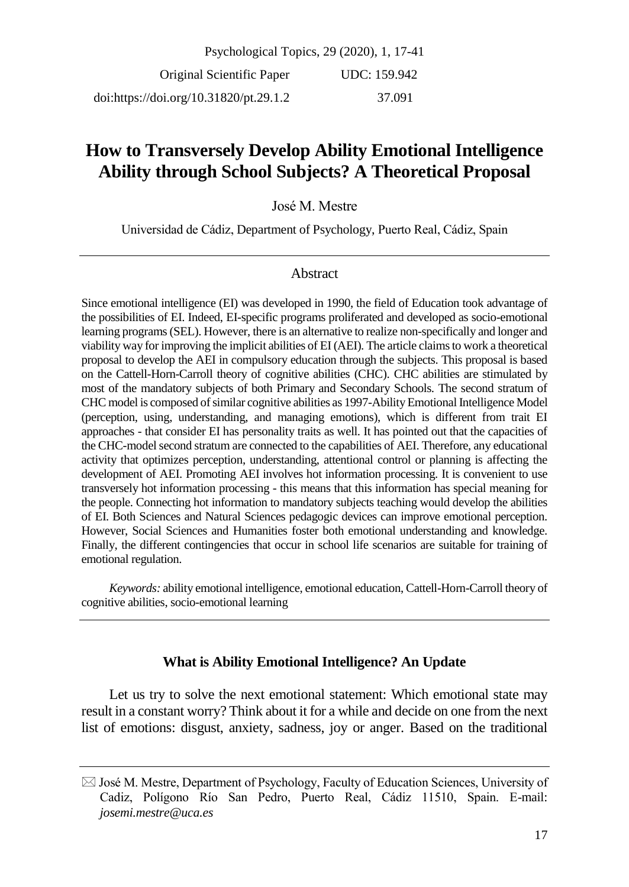Original Scientific Paper

UDC: 159.942
37.091

doi:https://doi.org/10.31820/pt.29.1.2

# How to Transversely Develop Ability Emotional Intelligence Ability through School Subjects? A Theoretical Proposal

José M. Mestre

Universidad de Cádiz, Department of Psychology, Puerto Real, Cádiz, Spain

## Abstract

Since emotional intelligence (EI) was developed in 1990, the field of Education took advantage of the possibilities of EI. Indeed, EI-specific programs proliferated and developed as socio-emotional learning programs (SEL). However, there is an alternative to realize non-specifically and longer and viability way for improving the implicit abilities of EI (AEI). The article claims to work a theoretical proposal to develop the AEI in compulsory education through the subjects. This proposal is based on the Cattell-Horn-Carroll theory of cognitive abilities (CHC). CHC abilities are stimulated by most of the mandatory subjects of both Primary and Secondary Schools. The second stratum of CHC model is composed of similar cognitive abilities as 1997-Ability Emotional Intelligence Model (perception, using, understanding, and managing emotions), which is different from trait EI approaches - that consider EI has personality traits as well. It has pointed out that the capacities of the CHC-model second stratum are connected to the capabilities of AEI. Therefore, any educational activity that optimizes perception, understanding, attentional control or planning is affecting the development of AEI. Promoting AEI involves hot information processing. It is convenient to use transversely hot information processing - this means that this information has special meaning for the people. Connecting hot information to mandatory subjects teaching would develop the abilities of EI. Both Sciences and Natural Sciences pedagogic devices can improve emotional perception. However, Social Sciences and Humanities foster both emotional understanding and knowledge. Finally, the different contingencies that occur in school life scenarios are suitable for training of emotional regulation.

*Keywords:* ability emotional intelligence, emotional education, Cattell-Horn-Carroll theory of cognitive abilities, socio-emotional learning

## What is Ability Emotional Intelligence? An Update

Let us try to solve the next emotional statement: Which emotional state may result in a constant worry? Think about it for a while and decide on one from the next list of emotions: disgust, anxiety, sadness, joy or anger. Based on the traditional

---

✉ José M. Mestre, Department of Psychology, Faculty of Education Sciences, University of Cadiz, Polígono Río San Pedro, Puerto Real, Cádiz 11510, Spain. E-mail: *josemi.mestre@uca.es*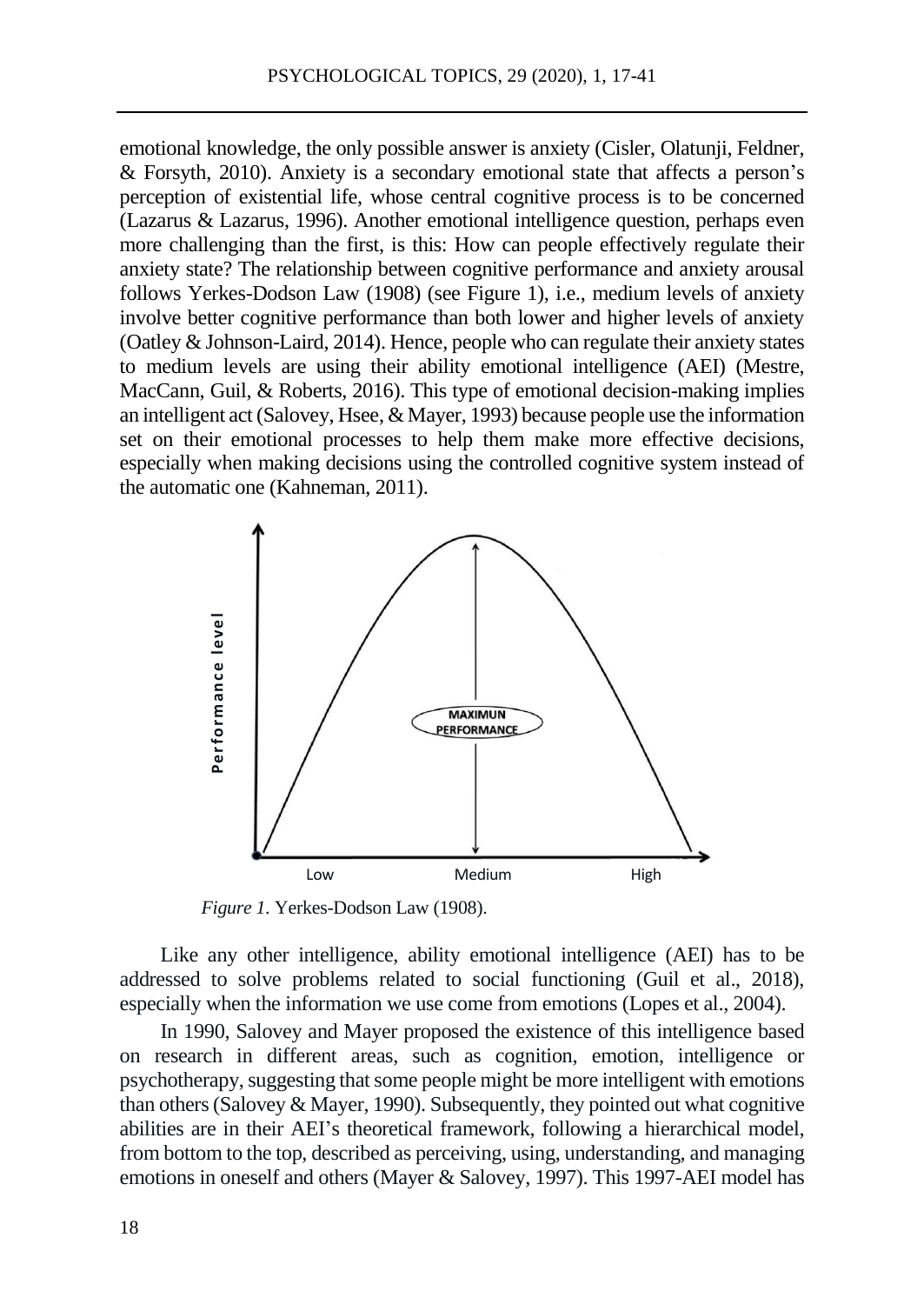emotional knowledge, the only possible answer is anxiety (Cisler, Olatunji, Feldner, & Forsyth, 2010). Anxiety is a secondary emotional state that affects a person's perception of existential life, whose central cognitive process is to be concerned (Lazarus & Lazarus, 1996). Another emotional intelligence question, perhaps even more challenging than the first, is this: How can people effectively regulate their anxiety state? The relationship between cognitive performance and anxiety arousal follows Yerkes-Dodson Law (1908) (see Figure 1), i.e., medium levels of anxiety involve better cognitive performance than both lower and higher levels of anxiety (Oatley & Johnson-Laird, 2014). Hence, people who can regulate their anxiety states to medium levels are using their ability emotional intelligence (AEI) (Mestre, MacCann, Guil, & Roberts, 2016). This type of emotional decision-making implies an intelligent act (Salovey, Hsee, & Mayer, 1993) because people use the information set on their emotional processes to help them make more effective decisions, especially when making decisions using the controlled cognitive system instead of the automatic one (Kahneman, 2011).

*Figure 1*. Yerkes-Dodson Law (1908).

Like any other intelligence, ability emotional intelligence (AEI) has to be addressed to solve problems related to social functioning (Guil et al., 2018), especially when the information we use come from emotions (Lopes et al., 2004).

In 1990, Salovey and Mayer proposed the existence of this intelligence based on research in different areas, such as cognition, emotion, intelligence or psychotherapy, suggesting that some people might be more intelligent with emotions than others (Salovey & Mayer, 1990). Subsequently, they pointed out what cognitive abilities are in their AEI's theoretical framework, following a hierarchical model, from bottom to the top, described as perceiving, using, understanding, and managing emotions in oneself and others (Mayer & Salovey, 1997). This 1997-AEI model has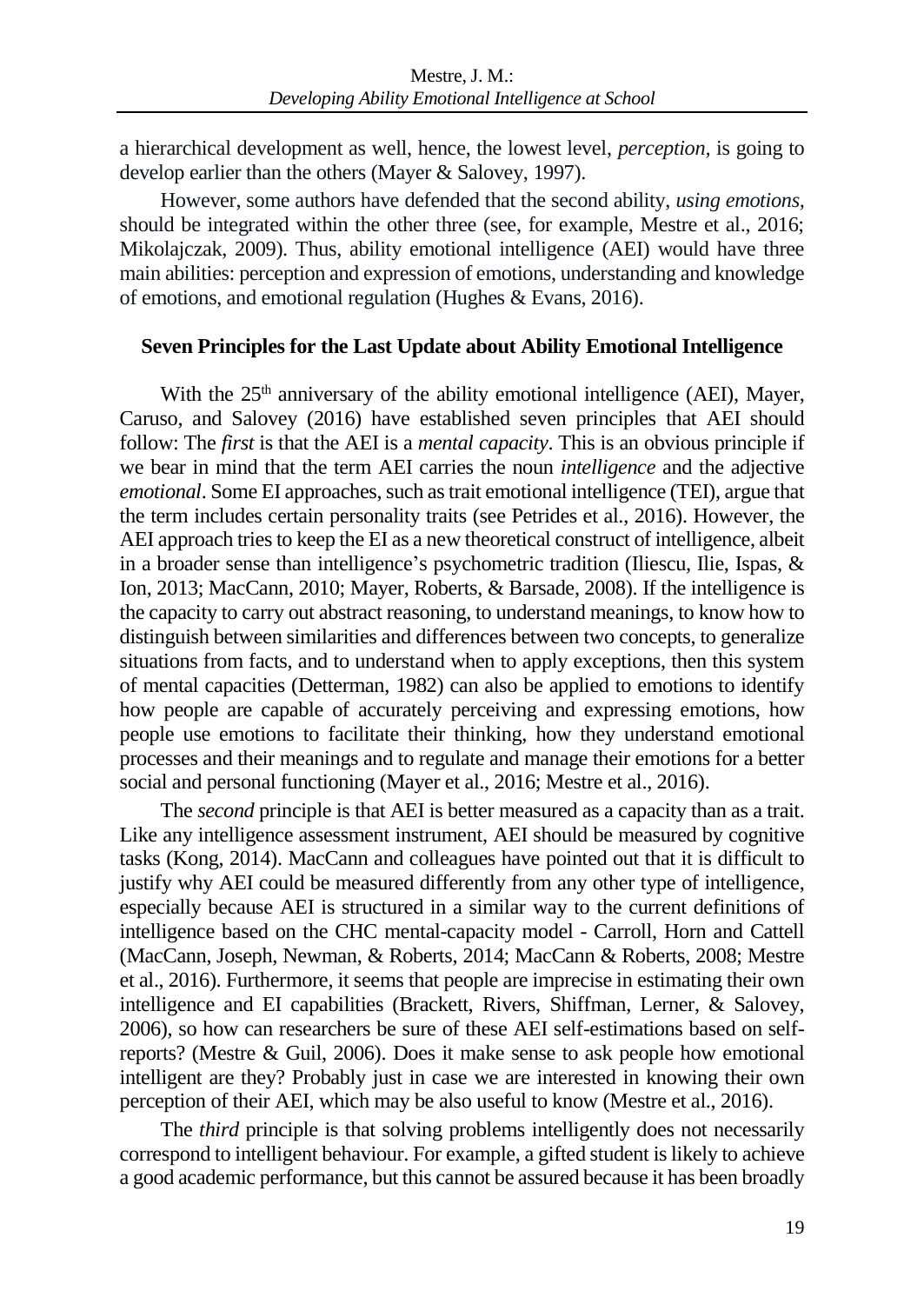a hierarchical development as well, hence, the lowest level, *perception*, is going to develop earlier than the others (Mayer & Salovey, 1997).

However, some authors have defended that the second ability, *using emotions*, should be integrated within the other three (see, for example, Mestre et al., 2016; Mikolajczak, 2009). Thus, ability emotional intelligence (AEI) would have three main abilities: perception and expression of emotions, understanding and knowledge of emotions, and emotional regulation (Hughes & Evans, 2016).

## Seven Principles for the Last Update about Ability Emotional Intelligence

With the 25th anniversary of the ability emotional intelligence (AEI), Mayer, Caruso, and Salovey (2016) have established seven principles that AEI should follow: The *first* is that the AEI is a *mental capacity*. This is an obvious principle if we bear in mind that the term AEI carries the noun *intelligence* and the adjective *emotional*. Some EI approaches, such as trait emotional intelligence (TEI), argue that the term includes certain personality traits (see Petrides et al., 2016). However, the AEI approach tries to keep the EI as a new theoretical construct of intelligence, albeit in a broader sense than intelligence's psychometric tradition (Iliescu, Ilie, Ispas, & Ion, 2013; MacCann, 2010; Mayer, Roberts, & Barsade, 2008). If the intelligence is the capacity to carry out abstract reasoning, to understand meanings, to know how to distinguish between similarities and differences between two concepts, to generalize situations from facts, and to understand when to apply exceptions, then this system of mental capacities (Detterman, 1982) can also be applied to emotions to identify how people are capable of accurately perceiving and expressing emotions, how people use emotions to facilitate their thinking, how they understand emotional processes and their meanings and to regulate and manage their emotions for a better social and personal functioning (Mayer et al., 2016; Mestre et al., 2016).

The *second* principle is that AEI is better measured as a capacity than as a trait. Like any intelligence assessment instrument, AEI should be measured by cognitive tasks (Kong, 2014). MacCann and colleagues have pointed out that it is difficult to justify why AEI could be measured differently from any other type of intelligence, especially because AEI is structured in a similar way to the current definitions of intelligence based on the CHC mental-capacity model - Carroll, Horn and Cattell (MacCann, Joseph, Newman, & Roberts, 2014; MacCann & Roberts, 2008; Mestre et al., 2016). Furthermore, it seems that people are imprecise in estimating their own intelligence and EI capabilities (Brackett, Rivers, Shiffman, Lerner, & Salovey, 2006), so how can researchers be sure of these AEI self-estimations based on self-reports? (Mestre & Guil, 2006). Does it make sense to ask people how emotional intelligent are they? Probably just in case we are interested in knowing their own perception of their AEI, which may be also useful to know (Mestre et al., 2016).

The *third* principle is that solving problems intelligently does not necessarily correspond to intelligent behaviour. For example, a gifted student is likely to achieve a good academic performance, but this cannot be assured because it has been broadly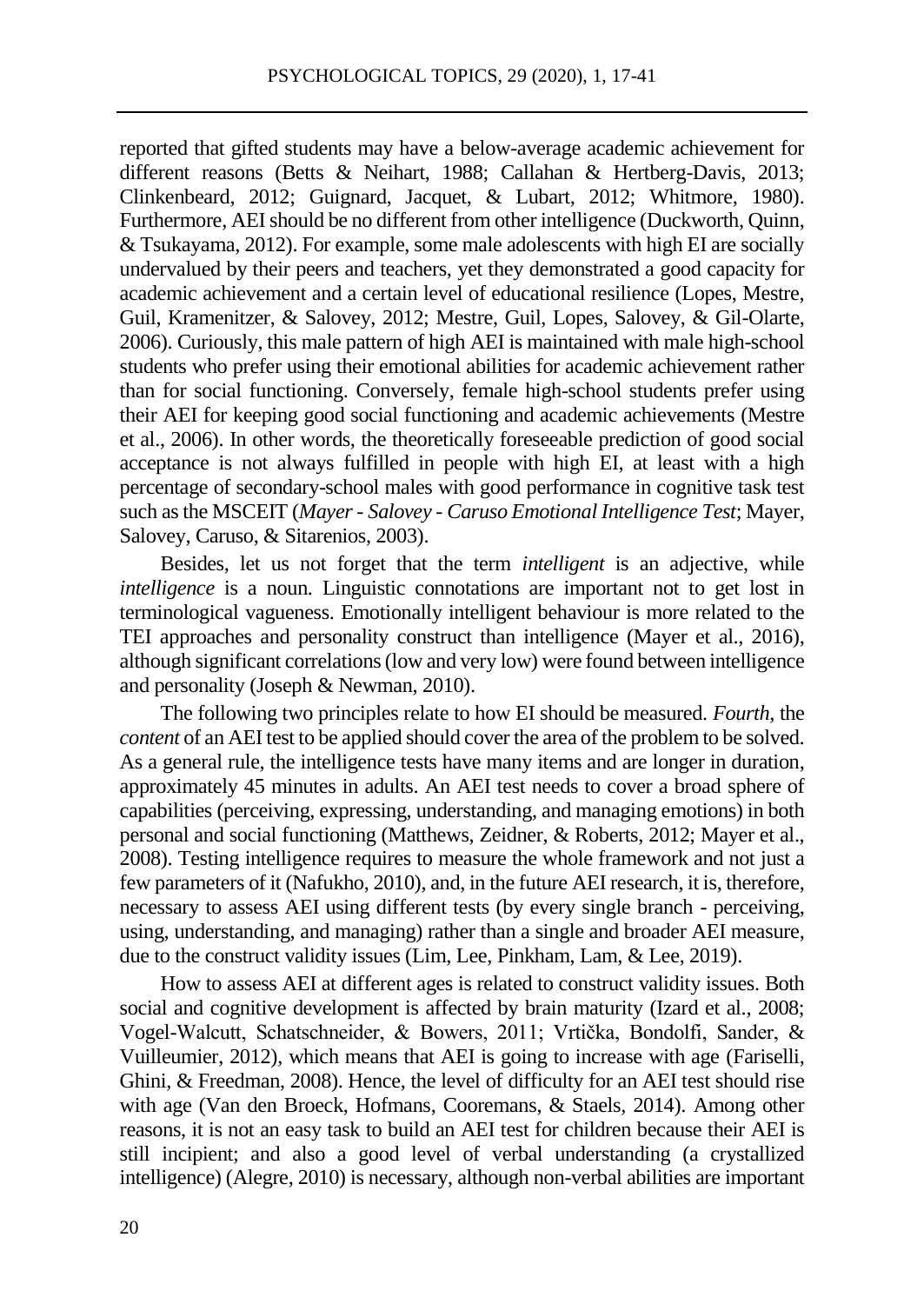reported that gifted students may have a below-average academic achievement for different reasons (Betts & Neihart, 1988; Callahan & Hertberg-Davis, 2013; Clinkenbeard, 2012; Guignard, Jacquet, & Lubart, 2012; Whitmore, 1980). Furthermore, AEI should be no different from other intelligence (Duckworth, Quinn, & Tsukayama, 2012). For example, some male adolescents with high EI are socially undervalued by their peers and teachers, yet they demonstrated a good capacity for academic achievement and a certain level of educational resilience (Lopes, Mestre, Guil, Kramenitzer, & Salovey, 2012; Mestre, Guil, Lopes, Salovey, & Gil-Olarte, 2006). Curiously, this male pattern of high AEI is maintained with male high-school students who prefer using their emotional abilities for academic achievement rather than for social functioning. Conversely, female high-school students prefer using their AEI for keeping good social functioning and academic achievements (Mestre et al., 2006). In other words, the theoretically foreseeable prediction of good social acceptance is not always fulfilled in people with high EI, at least with a high percentage of secondary-school males with good performance in cognitive task test such as the MSCEIT (*Mayer - Salovey - Caruso Emotional Intelligence Test*; Mayer, Salovey, Caruso, & Sitarenios, 2003).

Besides, let us not forget that the term *intelligent* is an adjective, while *intelligence* is a noun. Linguistic connotations are important not to get lost in terminological vagueness. Emotionally intelligent behaviour is more related to the TEI approaches and personality construct than intelligence (Mayer et al., 2016), although significant correlations (low and very low) were found between intelligence and personality (Joseph & Newman, 2010).

The following two principles relate to how EI should be measured. *Fourth*, the *content* of an AEI test to be applied should cover the area of the problem to be solved. As a general rule, the intelligence tests have many items and are longer in duration, approximately 45 minutes in adults. An AEI test needs to cover a broad sphere of capabilities (perceiving, expressing, understanding, and managing emotions) in both personal and social functioning (Matthews, Zeidner, & Roberts, 2012; Mayer et al., 2008). Testing intelligence requires to measure the whole framework and not just a few parameters of it (Nafukho, 2010), and, in the future AEI research, it is, therefore, necessary to assess AEI using different tests (by every single branch - perceiving, using, understanding, and managing) rather than a single and broader AEI measure, due to the construct validity issues (Lim, Lee, Pinkham, Lam, & Lee, 2019).

How to assess AEI at different ages is related to construct validity issues. Both social and cognitive development is affected by brain maturity (Izard et al., 2008; Vogel-Walcutt, Schatschneider, & Bowers, 2011; Vrtička, Bondolfi, Sander, & Vuilleumier, 2012), which means that AEI is going to increase with age (Fariselli, Ghini, & Freedman, 2008). Hence, the level of difficulty for an AEI test should rise with age (Van den Broeck, Hofmans, Cooremans, & Staels, 2014). Among other reasons, it is not an easy task to build an AEI test for children because their AEI is still incipient; and also a good level of verbal understanding (a crystallized intelligence) (Alegre, 2010) is necessary, although non-verbal abilities are important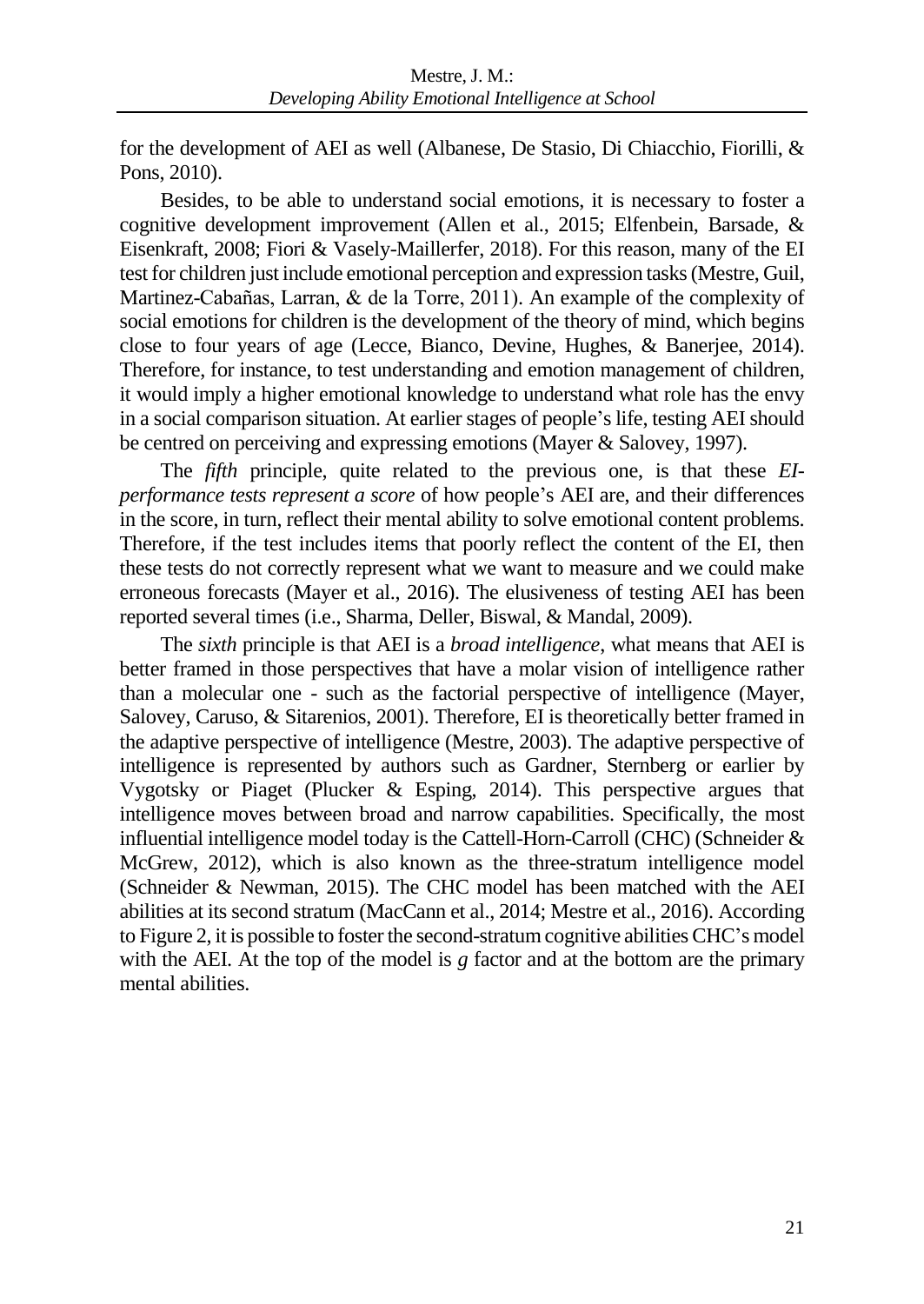for the development of AEI as well (Albanese, De Stasio, Di Chiacchio, Fiorilli, & Pons, 2010).

Besides, to be able to understand social emotions, it is necessary to foster a cognitive development improvement (Allen et al., 2015; Elfenbein, Barsade, & Eisenkraft, 2008; Fiori & Vasely-Maillerfer, 2018). For this reason, many of the EI test for children just include emotional perception and expression tasks (Mestre, Guil, Martinez-Cabañas, Larran, & de la Torre, 2011). An example of the complexity of social emotions for children is the development of the theory of mind, which begins close to four years of age (Lecce, Bianco, Devine, Hughes, & Banerjee, 2014). Therefore, for instance, to test understanding and emotion management of children, it would imply a higher emotional knowledge to understand what role has the envy in a social comparison situation. At earlier stages of people's life, testing AEI should be centred on perceiving and expressing emotions (Mayer & Salovey, 1997).

The *fifth* principle, quite related to the previous one, is that these *EI-performance tests represent a score* of how people's AEI are, and their differences in the score, in turn, reflect their mental ability to solve emotional content problems. Therefore, if the test includes items that poorly reflect the content of the EI, then these tests do not correctly represent what we want to measure and we could make erroneous forecasts (Mayer et al., 2016). The elusiveness of testing AEI has been reported several times (i.e., Sharma, Deller, Biswal, & Mandal, 2009).

The *sixth* principle is that AEI is a *broad intelligence*, what means that AEI is better framed in those perspectives that have a molar vision of intelligence rather than a molecular one - such as the factorial perspective of intelligence (Mayer, Salovey, Caruso, & Sitarenios, 2001). Therefore, EI is theoretically better framed in the adaptive perspective of intelligence (Mestre, 2003). The adaptive perspective of intelligence is represented by authors such as Gardner, Sternberg or earlier by Vygotsky or Piaget (Plucker & Esping, 2014). This perspective argues that intelligence moves between broad and narrow capabilities. Specifically, the most influential intelligence model today is the Cattell-Horn-Carroll (CHC) (Schneider & McGrew, 2012), which is also known as the three-stratum intelligence model (Schneider & Newman, 2015). The CHC model has been matched with the AEI abilities at its second stratum (MacCann et al., 2014; Mestre et al., 2016). According to Figure 2, it is possible to foster the second-stratum cognitive abilities CHC's model with the AEI. At the top of the model is *g* factor and at the bottom are the primary mental abilities.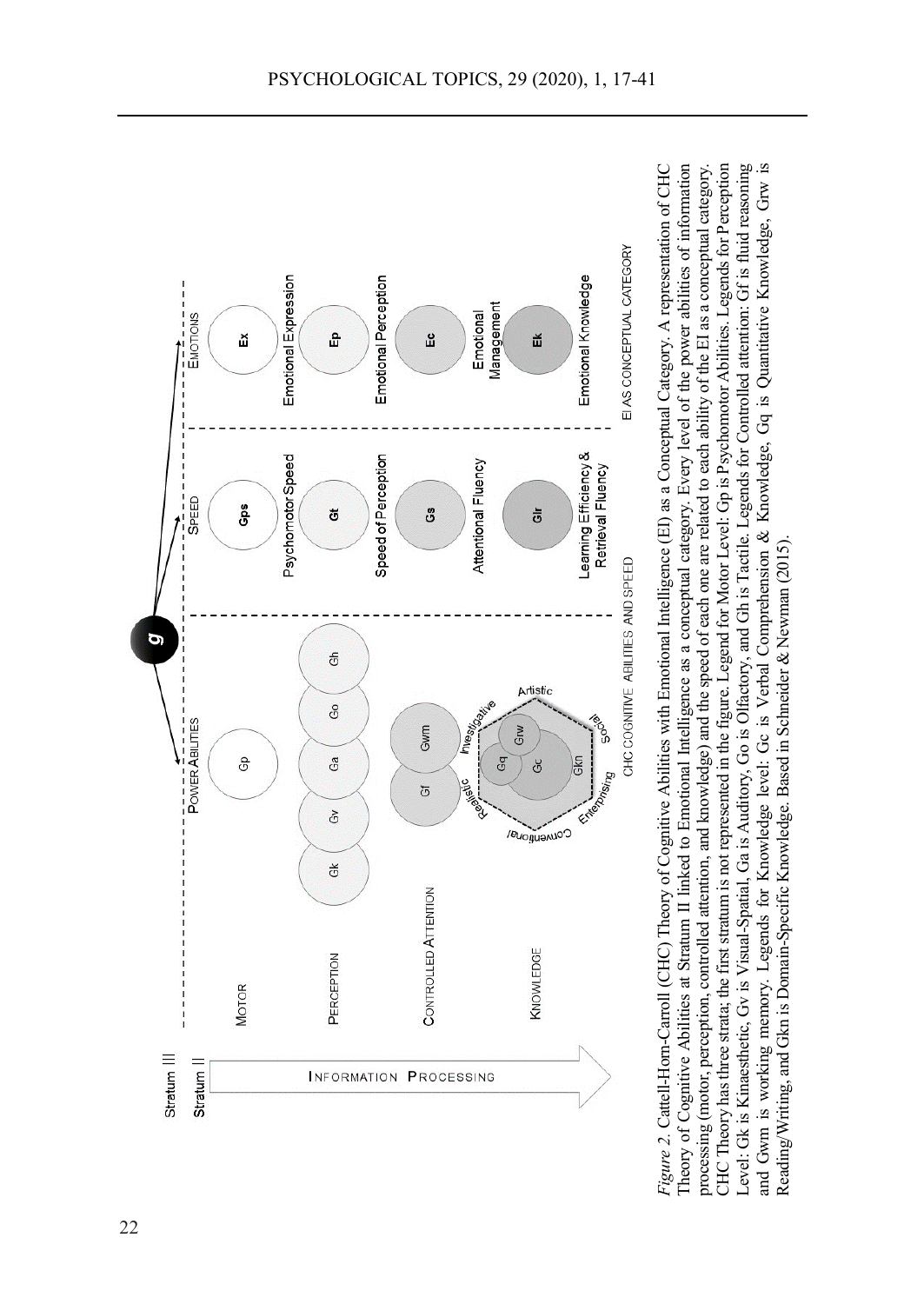*Figure 2.* Cattell-Horn-Carroll (CHC) Theory of Cognitive Abilities with Emotional Intelligence (EI) as a Conceptual Category. A representation of CHC Theory of Cognitive Abilities at Stratum II linked to Emotional Intelligence as a conceptual category. Every level of the power abilities of information processing (motor, perception, controlled attention, and knowledge) and the speed of each one are related to each ability of the EI as a conceptual category. CHC Theory has three strata; the first stratum is not represented in the figure. Legend for Motor Level: Gp is Psychomotor Abilities. Legends for Perception Level: Gk is Kinaesthetic, Gv is Visual-Spatial, Ga is Auditory, Go is Olfactory, and Gh is Tactile. Legends for Controlled attention: Gf is fluid reasoning and Gwm is working memory. Legends for Knowledge level: Gc is Verbal Comprehension & Knowledge, Gq is Quantitative Knowledge, Grw is Reading/Writing, and Gkn is Domain-Specific Knowledge. Based in Schneider & Newman (2015).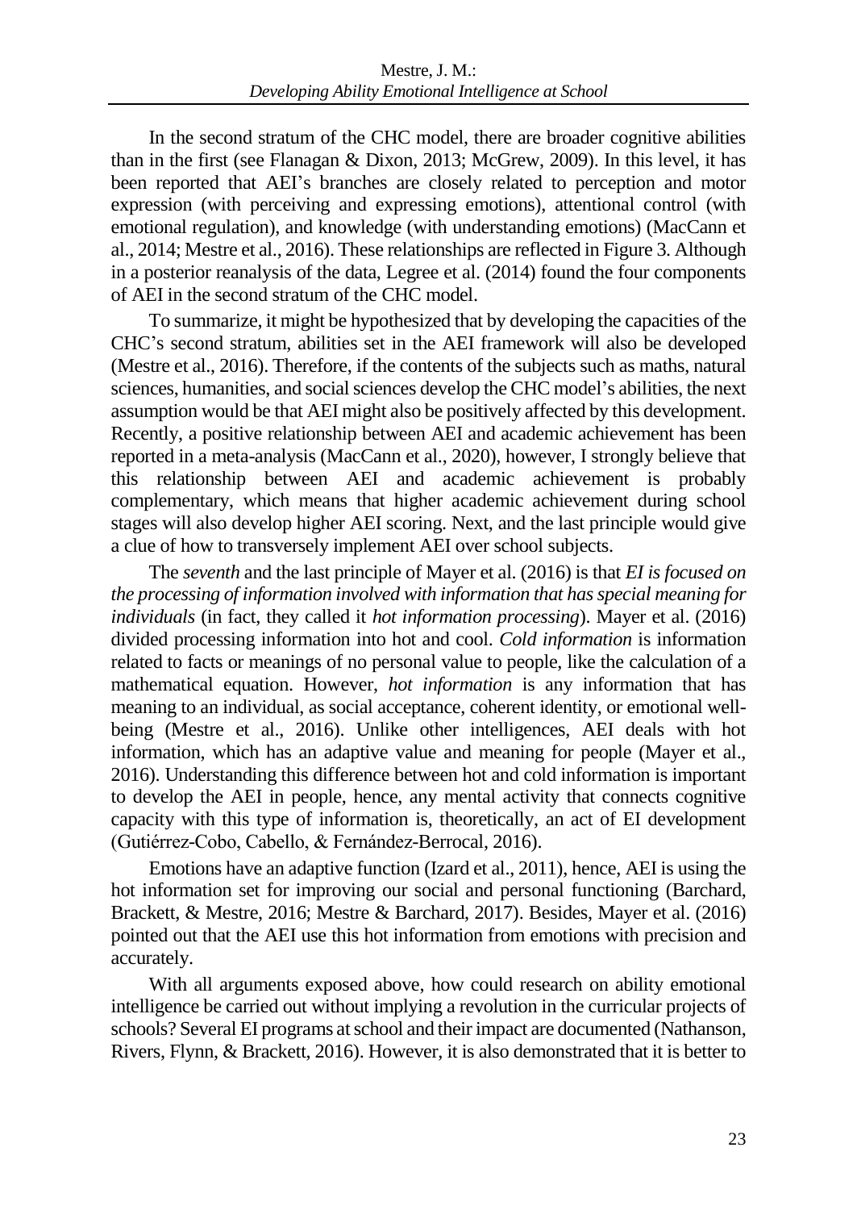In the second stratum of the CHC model, there are broader cognitive abilities than in the first (see Flanagan & Dixon, 2013; McGrew, 2009). In this level, it has been reported that AEI's branches are closely related to perception and motor expression (with perceiving and expressing emotions), attentional control (with emotional regulation), and knowledge (with understanding emotions) (MacCann et al., 2014; Mestre et al., 2016). These relationships are reflected in Figure 3. Although in a posterior reanalysis of the data, Legree et al. (2014) found the four components of AEI in the second stratum of the CHC model.

To summarize, it might be hypothesized that by developing the capacities of the CHC's second stratum, abilities set in the AEI framework will also be developed (Mestre et al., 2016). Therefore, if the contents of the subjects such as maths, natural sciences, humanities, and social sciences develop the CHC model's abilities, the next assumption would be that AEI might also be positively affected by this development. Recently, a positive relationship between AEI and academic achievement has been reported in a meta-analysis (MacCann et al., 2020), however, I strongly believe that this relationship between AEI and academic achievement is probably complementary, which means that higher academic achievement during school stages will also develop higher AEI scoring. Next, and the last principle would give a clue of how to transversely implement AEI over school subjects.

The *seventh* and the last principle of Mayer et al. (2016) is that *EI is focused on the processing of information involved with information that has special meaning for individuals* (in fact, they called it *hot information processing*). Mayer et al. (2016) divided processing information into hot and cool. *Cold information* is information related to facts or meanings of no personal value to people, like the calculation of a mathematical equation. However, *hot information* is any information that has meaning to an individual, as social acceptance, coherent identity, or emotional well-being (Mestre et al., 2016). Unlike other intelligences, AEI deals with hot information, which has an adaptive value and meaning for people (Mayer et al., 2016). Understanding this difference between hot and cold information is important to develop the AEI in people, hence, any mental activity that connects cognitive capacity with this type of information is, theoretically, an act of EI development (Gutiérrez-Cobo, Cabello, & Fernández-Berrocal, 2016).

Emotions have an adaptive function (Izard et al., 2011), hence, AEI is using the hot information set for improving our social and personal functioning (Barchard, Brackett, & Mestre, 2016; Mestre & Barchard, 2017). Besides, Mayer et al. (2016) pointed out that the AEI use this hot information from emotions with precision and accurately.

With all arguments exposed above, how could research on ability emotional intelligence be carried out without implying a revolution in the curricular projects of schools? Several EI programs at school and their impact are documented (Nathanson, Rivers, Flynn, & Brackett, 2016). However, it is also demonstrated that it is better to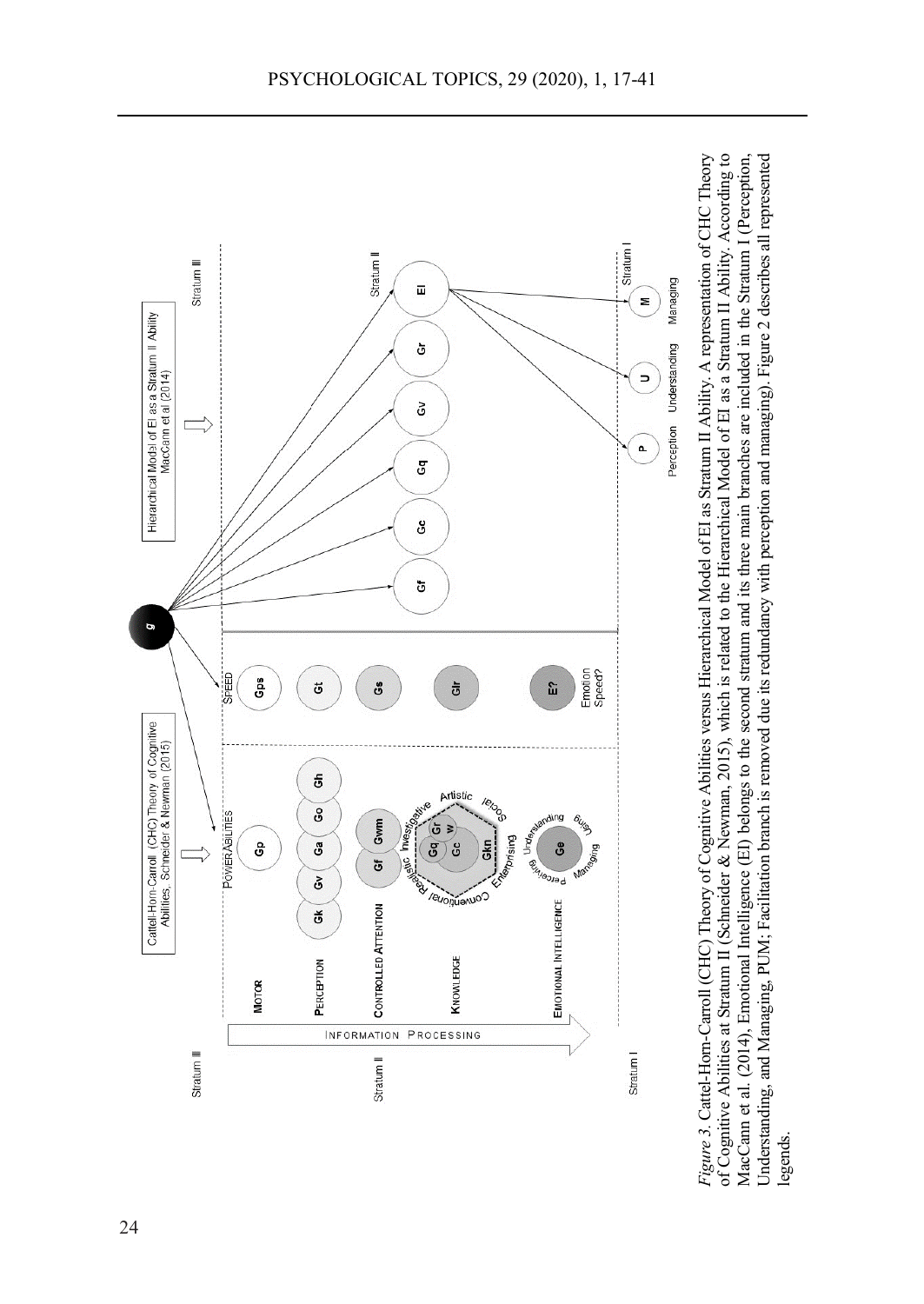*Figure 3.* Cattel-Horn-Carroll (CHC) Theory of Cognitive Abilities versus Hierarchical Model of EI as Stratum II Ability. A representation of CHC Theory of Cognitive Abilities at Stratum II (Schneider & Newman, 2015), which is related to the Hierarchical Model of EI as a Stratum II Ability. According to MacCann et al. (2014), Emotional Intelligence (EI) belongs to the second stratum and its three main branches are included in the Stratum I (Perception, Understanding, and Managing, PUM; Facilitation branch is removed due its redundancy with perception and managing). Figure 2 describes all represented legends.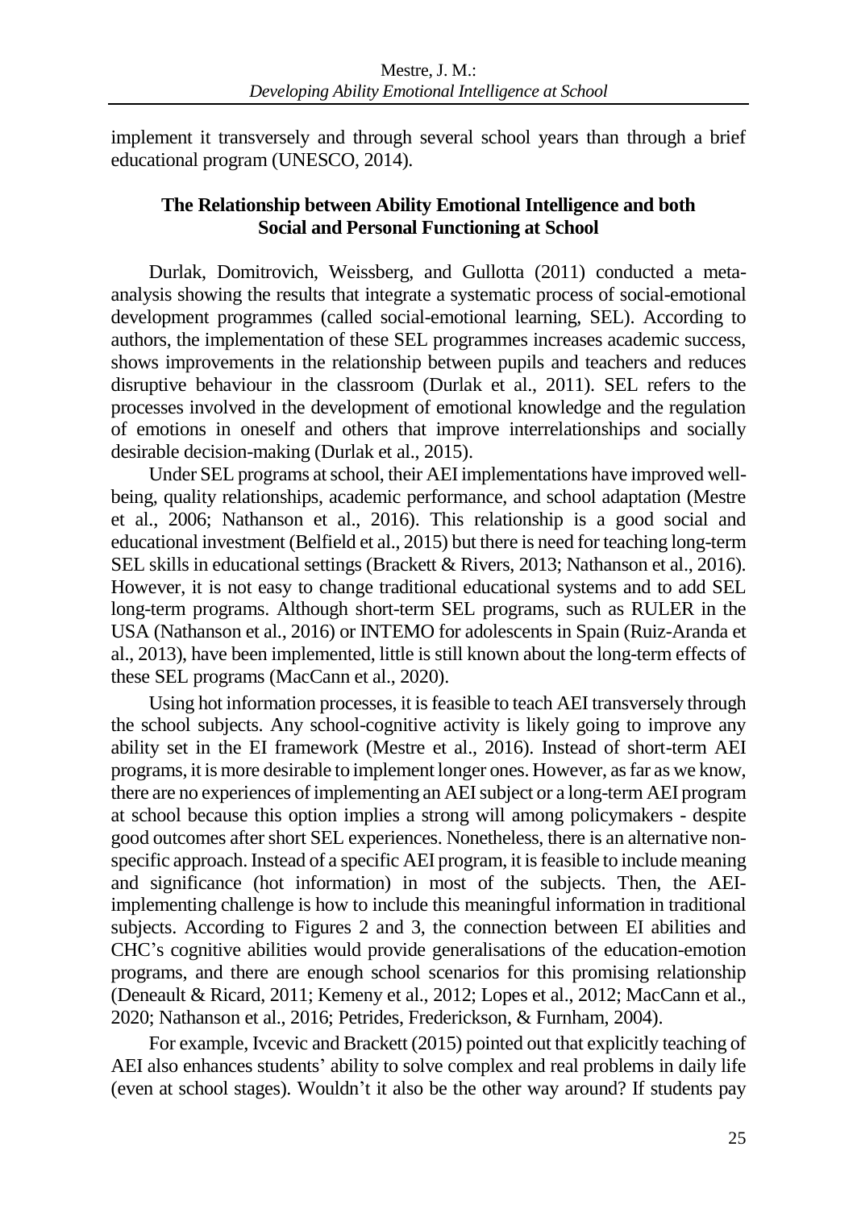implement it transversely and through several school years than through a brief educational program (UNESCO, 2014).

## The Relationship between Ability Emotional Intelligence and both Social and Personal Functioning at School

Durlak, Domitrovich, Weissberg, and Gullotta (2011) conducted a meta-analysis showing the results that integrate a systematic process of social-emotional development programmes (called social-emotional learning, SEL). According to authors, the implementation of these SEL programmes increases academic success, shows improvements in the relationship between pupils and teachers and reduces disruptive behaviour in the classroom (Durlak et al., 2011). SEL refers to the processes involved in the development of emotional knowledge and the regulation of emotions in oneself and others that improve interrelationships and socially desirable decision-making (Durlak et al., 2015).

Under SEL programs at school, their AEI implementations have improved well-being, quality relationships, academic performance, and school adaptation (Mestre et al., 2006; Nathanson et al., 2016). This relationship is a good social and educational investment (Belfield et al., 2015) but there is need for teaching long-term SEL skills in educational settings (Brackett & Rivers, 2013; Nathanson et al., 2016). However, it is not easy to change traditional educational systems and to add SEL long-term programs. Although short-term SEL programs, such as RULER in the USA (Nathanson et al., 2016) or INTEMO for adolescents in Spain (Ruiz-Aranda et al., 2013), have been implemented, little is still known about the long-term effects of these SEL programs (MacCann et al., 2020).

Using hot information processes, it is feasible to teach AEI transversely through the school subjects. Any school-cognitive activity is likely going to improve any ability set in the EI framework (Mestre et al., 2016). Instead of short-term AEI programs, it is more desirable to implement longer ones. However, as far as we know, there are no experiences of implementing an AEI subject or a long-term AEI program at school because this option implies a strong will among policymakers - despite good outcomes after short SEL experiences. Nonetheless, there is an alternative non-specific approach. Instead of a specific AEI program, it is feasible to include meaning and significance (hot information) in most of the subjects. Then, the AEI-implementing challenge is how to include this meaningful information in traditional subjects. According to Figures 2 and 3, the connection between EI abilities and CHC's cognitive abilities would provide generalisations of the education-emotion programs, and there are enough school scenarios for this promising relationship (Deneault & Ricard, 2011; Kemeny et al., 2012; Lopes et al., 2012; MacCann et al., 2020; Nathanson et al., 2016; Petrides, Frederickson, & Furnham, 2004).

For example, Ivcevic and Brackett (2015) pointed out that explicitly teaching of AEI also enhances students' ability to solve complex and real problems in daily life (even at school stages). Wouldn't it also be the other way around? If students pay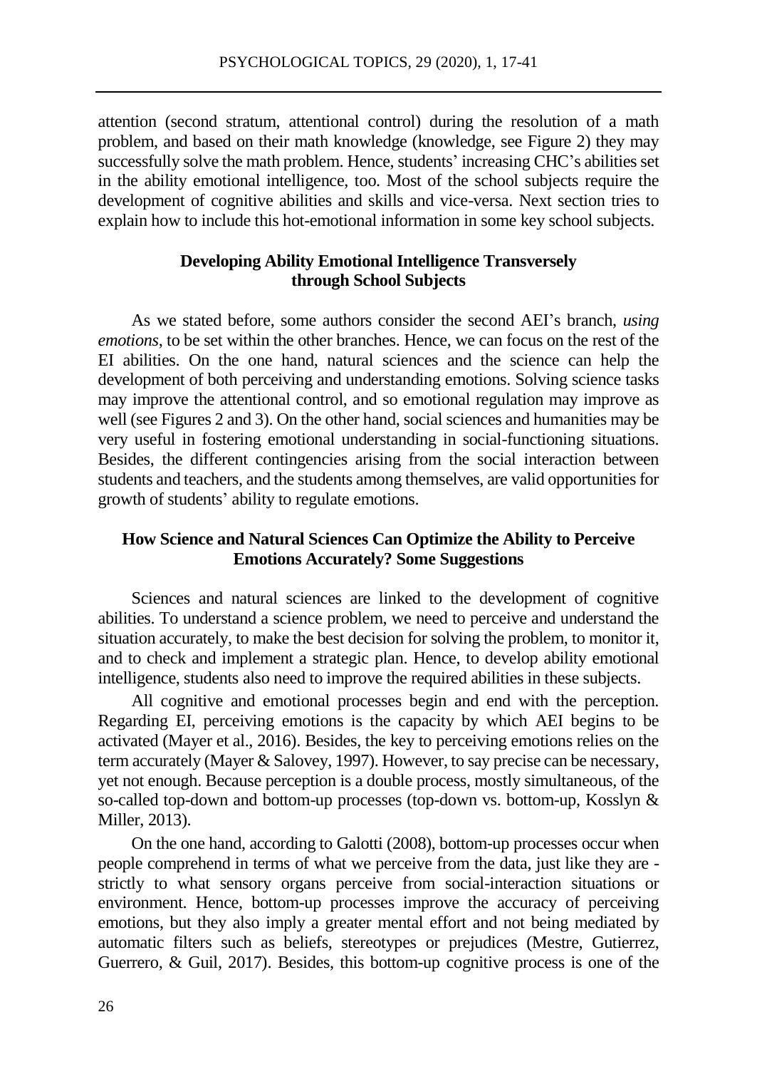attention (second stratum, attentional control) during the resolution of a math problem, and based on their math knowledge (knowledge, see Figure 2) they may successfully solve the math problem. Hence, students' increasing CHC's abilities set in the ability emotional intelligence, too. Most of the school subjects require the development of cognitive abilities and skills and vice-versa. Next section tries to explain how to include this hot-emotional information in some key school subjects.

## Developing Ability Emotional Intelligence Transversely through School Subjects

As we stated before, some authors consider the second AEI's branch, *using emotions*, to be set within the other branches. Hence, we can focus on the rest of the EI abilities. On the one hand, natural sciences and the science can help the development of both perceiving and understanding emotions. Solving science tasks may improve the attentional control, and so emotional regulation may improve as well (see Figures 2 and 3). On the other hand, social sciences and humanities may be very useful in fostering emotional understanding in social-functioning situations. Besides, the different contingencies arising from the social interaction between students and teachers, and the students among themselves, are valid opportunities for growth of students' ability to regulate emotions.

### How Science and Natural Sciences Can Optimize the Ability to Perceive Emotions Accurately? Some Suggestions

Sciences and natural sciences are linked to the development of cognitive abilities. To understand a science problem, we need to perceive and understand the situation accurately, to make the best decision for solving the problem, to monitor it, and to check and implement a strategic plan. Hence, to develop ability emotional intelligence, students also need to improve the required abilities in these subjects.

All cognitive and emotional processes begin and end with the perception. Regarding EI, perceiving emotions is the capacity by which AEI begins to be activated (Mayer et al., 2016). Besides, the key to perceiving emotions relies on the term accurately (Mayer & Salovey, 1997). However, to say precise can be necessary, yet not enough. Because perception is a double process, mostly simultaneous, of the so-called top-down and bottom-up processes (top-down vs. bottom-up, Kosslyn & Miller, 2013).

On the one hand, according to Galotti (2008), bottom-up processes occur when people comprehend in terms of what we perceive from the data, just like they are - strictly to what sensory organs perceive from social-interaction situations or environment. Hence, bottom-up processes improve the accuracy of perceiving emotions, but they also imply a greater mental effort and not being mediated by automatic filters such as beliefs, stereotypes or prejudices (Mestre, Gutierrez, Guerrero, & Guil, 2017). Besides, this bottom-up cognitive process is one of the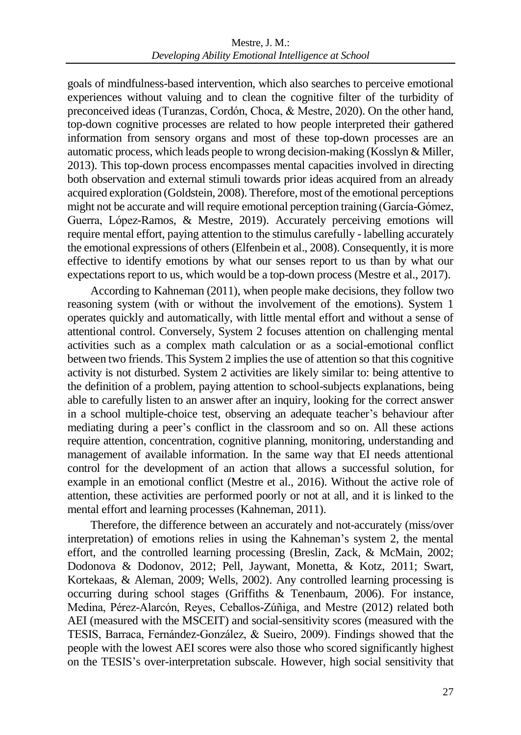goals of mindfulness-based intervention, which also searches to perceive emotional experiences without valuing and to clean the cognitive filter of the turbidity of preconceived ideas (Turanzas, Cordón, Choca, & Mestre, 2020). On the other hand, top-down cognitive processes are related to how people interpreted their gathered information from sensory organs and most of these top-down processes are an automatic process, which leads people to wrong decision-making (Kosslyn & Miller, 2013). This top-down process encompasses mental capacities involved in directing both observation and external stimuli towards prior ideas acquired from an already acquired exploration (Goldstein, 2008). Therefore, most of the emotional perceptions might not be accurate and will require emotional perception training (García-Gómez, Guerra, López-Ramos, & Mestre, 2019). Accurately perceiving emotions will require mental effort, paying attention to the stimulus carefully - labelling accurately the emotional expressions of others (Elfenbein et al., 2008). Consequently, it is more effective to identify emotions by what our senses report to us than by what our expectations report to us, which would be a top-down process (Mestre et al., 2017).

According to Kahneman (2011), when people make decisions, they follow two reasoning system (with or without the involvement of the emotions). System 1 operates quickly and automatically, with little mental effort and without a sense of attentional control. Conversely, System 2 focuses attention on challenging mental activities such as a complex math calculation or as a social-emotional conflict between two friends. This System 2 implies the use of attention so that this cognitive activity is not disturbed. System 2 activities are likely similar to: being attentive to the definition of a problem, paying attention to school-subjects explanations, being able to carefully listen to an answer after an inquiry, looking for the correct answer in a school multiple-choice test, observing an adequate teacher's behaviour after mediating during a peer's conflict in the classroom and so on. All these actions require attention, concentration, cognitive planning, monitoring, understanding and management of available information. In the same way that EI needs attentional control for the development of an action that allows a successful solution, for example in an emotional conflict (Mestre et al., 2016). Without the active role of attention, these activities are performed poorly or not at all, and it is linked to the mental effort and learning processes (Kahneman, 2011).

Therefore, the difference between an accurately and not-accurately (miss/over interpretation) of emotions relies in using the Kahneman's system 2, the mental effort, and the controlled learning processing (Breslin, Zack, & McMain, 2002; Dodonova & Dodonov, 2012; Pell, Jaywant, Monetta, & Kotz, 2011; Swart, Kortekaas, & Aleman, 2009; Wells, 2002). Any controlled learning processing is occurring during school stages (Griffiths & Tenenbaum, 2006). For instance, Medina, Pérez-Alarcón, Reyes, Ceballos-Zúñiga, and Mestre (2012) related both AEI (measured with the MSCEIT) and social-sensitivity scores (measured with the TESIS, Barraca, Fernández-González, & Sueiro, 2009). Findings showed that the people with the lowest AEI scores were also those who scored significantly highest on the TESIS's over-interpretation subscale. However, high social sensitivity that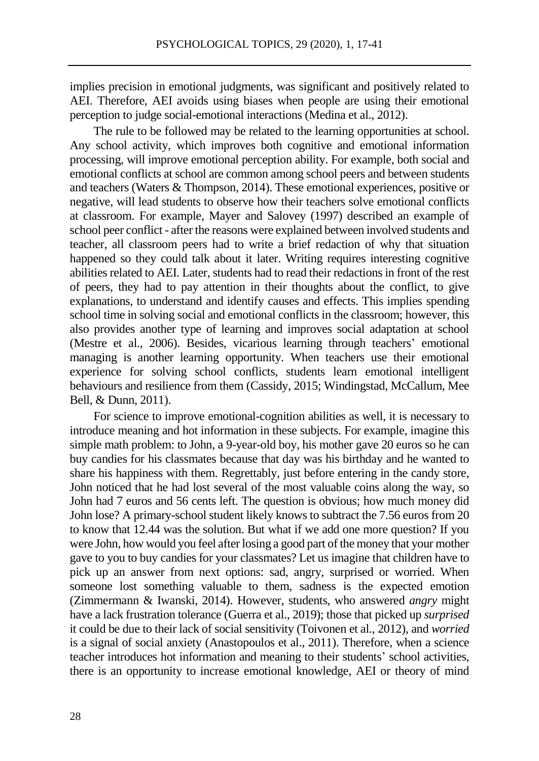implies precision in emotional judgments, was significant and positively related to AEI. Therefore, AEI avoids using biases when people are using their emotional perception to judge social-emotional interactions (Medina et al., 2012).

The rule to be followed may be related to the learning opportunities at school. Any school activity, which improves both cognitive and emotional information processing, will improve emotional perception ability. For example, both social and emotional conflicts at school are common among school peers and between students and teachers (Waters & Thompson, 2014). These emotional experiences, positive or negative, will lead students to observe how their teachers solve emotional conflicts at classroom. For example, Mayer and Salovey (1997) described an example of school peer conflict - after the reasons were explained between involved students and teacher, all classroom peers had to write a brief redaction of why that situation happened so they could talk about it later. Writing requires interesting cognitive abilities related to AEI. Later, students had to read their redactions in front of the rest of peers, they had to pay attention in their thoughts about the conflict, to give explanations, to understand and identify causes and effects. This implies spending school time in solving social and emotional conflicts in the classroom; however, this also provides another type of learning and improves social adaptation at school (Mestre et al., 2006). Besides, vicarious learning through teachers' emotional managing is another learning opportunity. When teachers use their emotional experience for solving school conflicts, students learn emotional intelligent behaviours and resilience from them (Cassidy, 2015; Windingstad, McCallum, Mee Bell, & Dunn, 2011).

For science to improve emotional-cognition abilities as well, it is necessary to introduce meaning and hot information in these subjects. For example, imagine this simple math problem: to John, a 9-year-old boy, his mother gave 20 euros so he can buy candies for his classmates because that day was his birthday and he wanted to share his happiness with them. Regrettably, just before entering in the candy store, John noticed that he had lost several of the most valuable coins along the way, so John had 7 euros and 56 cents left. The question is obvious; how much money did John lose? A primary-school student likely knows to subtract the 7.56 euros from 20 to know that 12.44 was the solution. But what if we add one more question? If you were John, how would you feel after losing a good part of the money that your mother gave to you to buy candies for your classmates? Let us imagine that children have to pick up an answer from next options: sad, angry, surprised or worried. When someone lost something valuable to them, sadness is the expected emotion (Zimmermann & Iwanski, 2014). However, students, who answered *angry* might have a lack frustration tolerance (Guerra et al., 2019); those that picked up *surprised* it could be due to their lack of social sensitivity (Toivonen et al., 2012), and *worried* is a signal of social anxiety (Anastopoulos et al., 2011). Therefore, when a science teacher introduces hot information and meaning to their students' school activities, there is an opportunity to increase emotional knowledge, AEI or theory of mind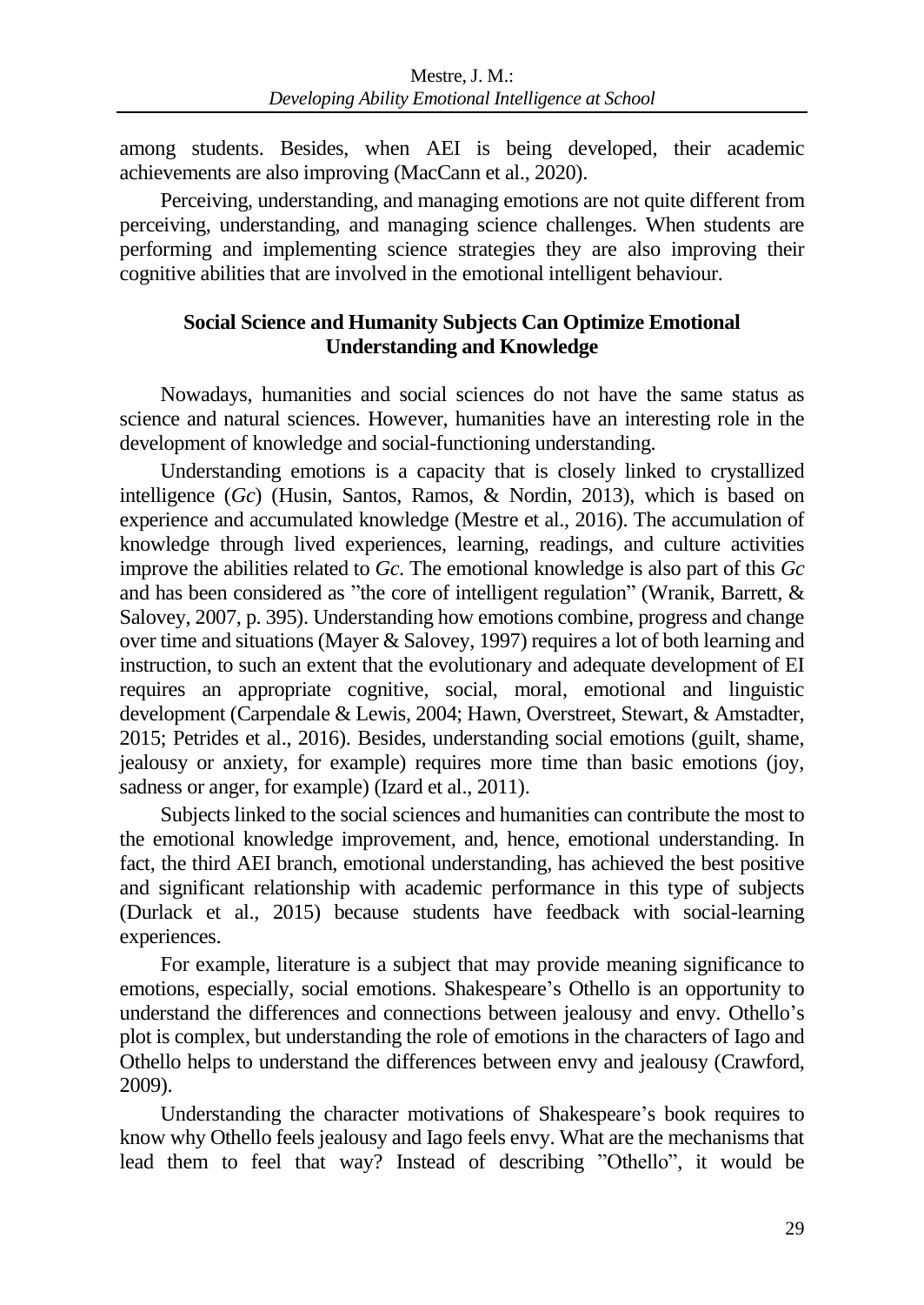among students. Besides, when AEI is being developed, their academic achievements are also improving (MacCann et al., 2020).

Perceiving, understanding, and managing emotions are not quite different from perceiving, understanding, and managing science challenges. When students are performing and implementing science strategies they are also improving their cognitive abilities that are involved in the emotional intelligent behaviour.

## Social Science and Humanity Subjects Can Optimize Emotional Understanding and Knowledge

Nowadays, humanities and social sciences do not have the same status as science and natural sciences. However, humanities have an interesting role in the development of knowledge and social-functioning understanding.

Understanding emotions is a capacity that is closely linked to crystallized intelligence (*Gc*) (Husin, Santos, Ramos, & Nordin, 2013), which is based on experience and accumulated knowledge (Mestre et al., 2016). The accumulation of knowledge through lived experiences, learning, readings, and culture activities improve the abilities related to *Gc*. The emotional knowledge is also part of this *Gc* and has been considered as "the core of intelligent regulation" (Wranik, Barrett, & Salovey, 2007, p. 395). Understanding how emotions combine, progress and change over time and situations (Mayer & Salovey, 1997) requires a lot of both learning and instruction, to such an extent that the evolutionary and adequate development of EI requires an appropriate cognitive, social, moral, emotional and linguistic development (Carpendale & Lewis, 2004; Hawn, Overstreet, Stewart, & Amstadter, 2015; Petrides et al., 2016). Besides, understanding social emotions (guilt, shame, jealousy or anxiety, for example) requires more time than basic emotions (joy, sadness or anger, for example) (Izard et al., 2011).

Subjects linked to the social sciences and humanities can contribute the most to the emotional knowledge improvement, and, hence, emotional understanding. In fact, the third AEI branch, emotional understanding, has achieved the best positive and significant relationship with academic performance in this type of subjects (Durlack et al., 2015) because students have feedback with social-learning experiences.

For example, literature is a subject that may provide meaning significance to emotions, especially, social emotions. Shakespeare's Othello is an opportunity to understand the differences and connections between jealousy and envy. Othello's plot is complex, but understanding the role of emotions in the characters of Iago and Othello helps to understand the differences between envy and jealousy (Crawford, 2009).

Understanding the character motivations of Shakespeare's book requires to know why Othello feels jealousy and Iago feels envy. What are the mechanisms that lead them to feel that way? Instead of describing "Othello", it would be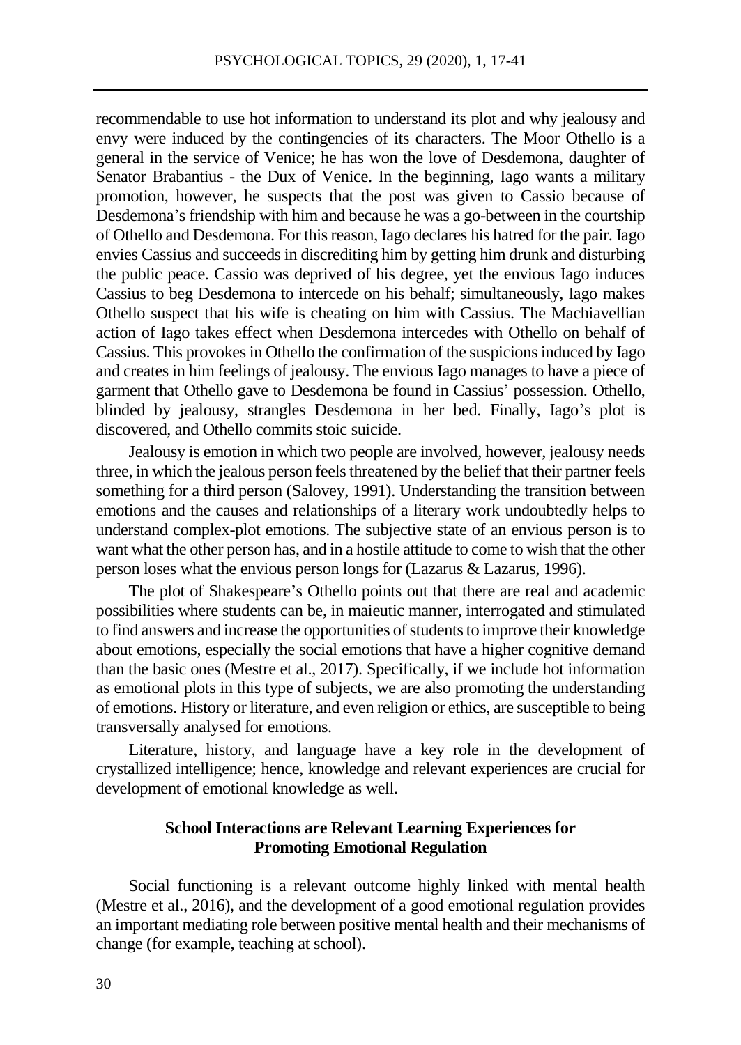recommendable to use hot information to understand its plot and why jealousy and envy were induced by the contingencies of its characters. The Moor Othello is a general in the service of Venice; he has won the love of Desdemona, daughter of Senator Brabantius - the Dux of Venice. In the beginning, Iago wants a military promotion, however, he suspects that the post was given to Cassio because of Desdemona's friendship with him and because he was a go-between in the courtship of Othello and Desdemona. For this reason, Iago declares his hatred for the pair. Iago envies Cassius and succeeds in discrediting him by getting him drunk and disturbing the public peace. Cassio was deprived of his degree, yet the envious Iago induces Cassius to beg Desdemona to intercede on his behalf; simultaneously, Iago makes Othello suspect that his wife is cheating on him with Cassius. The Machiavellian action of Iago takes effect when Desdemona intercedes with Othello on behalf of Cassius. This provokes in Othello the confirmation of the suspicions induced by Iago and creates in him feelings of jealousy. The envious Iago manages to have a piece of garment that Othello gave to Desdemona be found in Cassius' possession. Othello, blinded by jealousy, strangles Desdemona in her bed. Finally, Iago's plot is discovered, and Othello commits stoic suicide.

Jealousy is emotion in which two people are involved, however, jealousy needs three, in which the jealous person feels threatened by the belief that their partner feels something for a third person (Salovey, 1991). Understanding the transition between emotions and the causes and relationships of a literary work undoubtedly helps to understand complex-plot emotions. The subjective state of an envious person is to want what the other person has, and in a hostile attitude to come to wish that the other person loses what the envious person longs for (Lazarus & Lazarus, 1996).

The plot of Shakespeare's Othello points out that there are real and academic possibilities where students can be, in maieutic manner, interrogated and stimulated to find answers and increase the opportunities of students to improve their knowledge about emotions, especially the social emotions that have a higher cognitive demand than the basic ones (Mestre et al., 2017). Specifically, if we include hot information as emotional plots in this type of subjects, we are also promoting the understanding of emotions. History or literature, and even religion or ethics, are susceptible to being transversally analysed for emotions.

Literature, history, and language have a key role in the development of crystallized intelligence; hence, knowledge and relevant experiences are crucial for development of emotional knowledge as well.

## School Interactions are Relevant Learning Experiences for Promoting Emotional Regulation

Social functioning is a relevant outcome highly linked with mental health (Mestre et al., 2016), and the development of a good emotional regulation provides an important mediating role between positive mental health and their mechanisms of change (for example, teaching at school).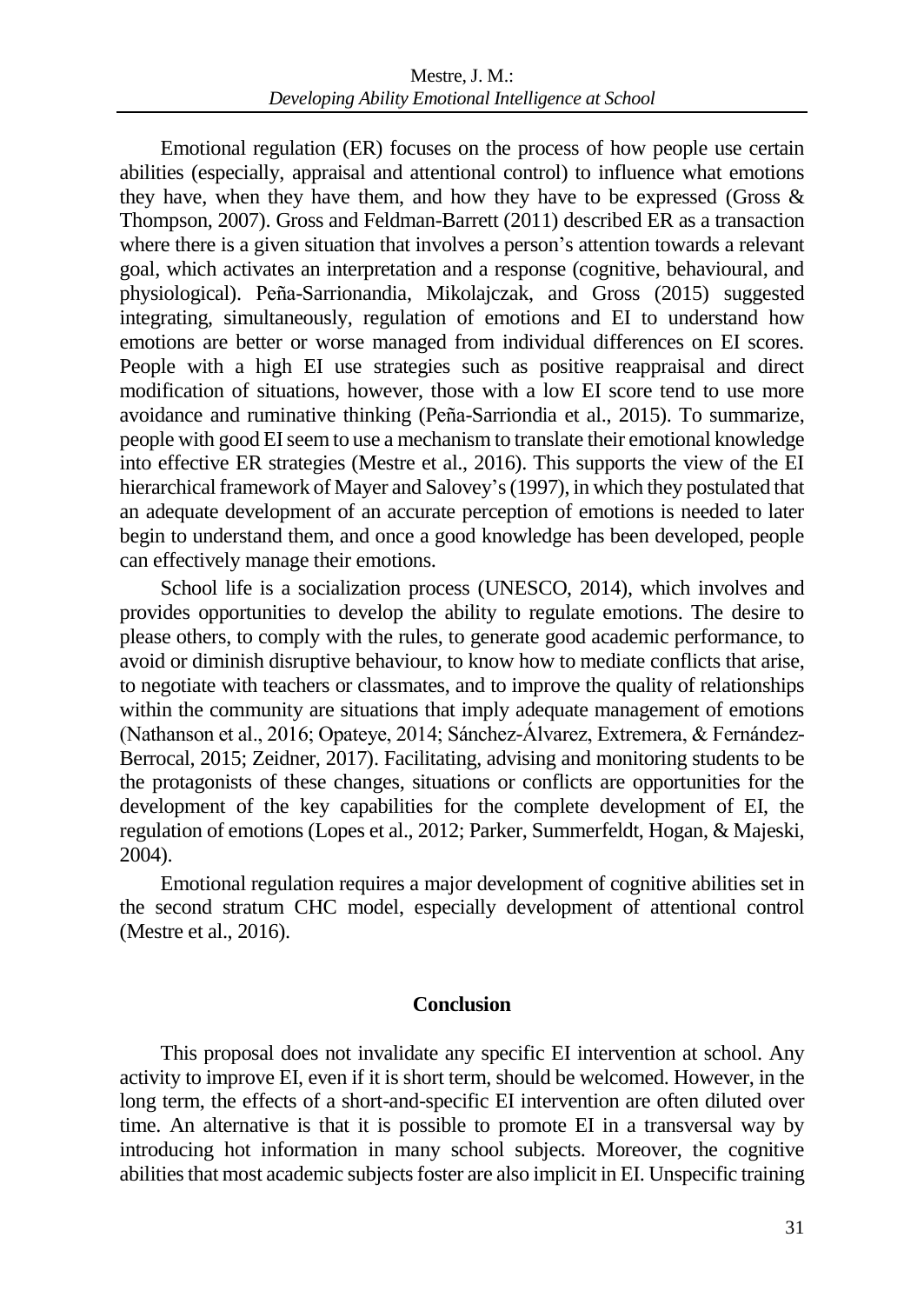Emotional regulation (ER) focuses on the process of how people use certain abilities (especially, appraisal and attentional control) to influence what emotions they have, when they have them, and how they have to be expressed (Gross & Thompson, 2007). Gross and Feldman-Barrett (2011) described ER as a transaction where there is a given situation that involves a person's attention towards a relevant goal, which activates an interpretation and a response (cognitive, behavioural, and physiological). Peña-Sarrionandia, Mikolajczak, and Gross (2015) suggested integrating, simultaneously, regulation of emotions and EI to understand how emotions are better or worse managed from individual differences on EI scores. People with a high EI use strategies such as positive reappraisal and direct modification of situations, however, those with a low EI score tend to use more avoidance and ruminative thinking (Peña-Sarriondia et al., 2015). To summarize, people with good EI seem to use a mechanism to translate their emotional knowledge into effective ER strategies (Mestre et al., 2016). This supports the view of the EI hierarchical framework of Mayer and Salovey's (1997), in which they postulated that an adequate development of an accurate perception of emotions is needed to later begin to understand them, and once a good knowledge has been developed, people can effectively manage their emotions.

School life is a socialization process (UNESCO, 2014), which involves and provides opportunities to develop the ability to regulate emotions. The desire to please others, to comply with the rules, to generate good academic performance, to avoid or diminish disruptive behaviour, to know how to mediate conflicts that arise, to negotiate with teachers or classmates, and to improve the quality of relationships within the community are situations that imply adequate management of emotions (Nathanson et al., 2016; Opateye, 2014; Sánchez-Álvarez, Extremera, & Fernández-Berrocal, 2015; Zeidner, 2017). Facilitating, advising and monitoring students to be the protagonists of these changes, situations or conflicts are opportunities for the development of the key capabilities for the complete development of EI, the regulation of emotions (Lopes et al., 2012; Parker, Summerfeldt, Hogan, & Majeski, 2004).

Emotional regulation requires a major development of cognitive abilities set in the second stratum CHC model, especially development of attentional control (Mestre et al., 2016).

## Conclusion

This proposal does not invalidate any specific EI intervention at school. Any activity to improve EI, even if it is short term, should be welcomed. However, in the long term, the effects of a short-and-specific EI intervention are often diluted over time. An alternative is that it is possible to promote EI in a transversal way by introducing hot information in many school subjects. Moreover, the cognitive abilities that most academic subjects foster are also implicit in EI. Unspecific training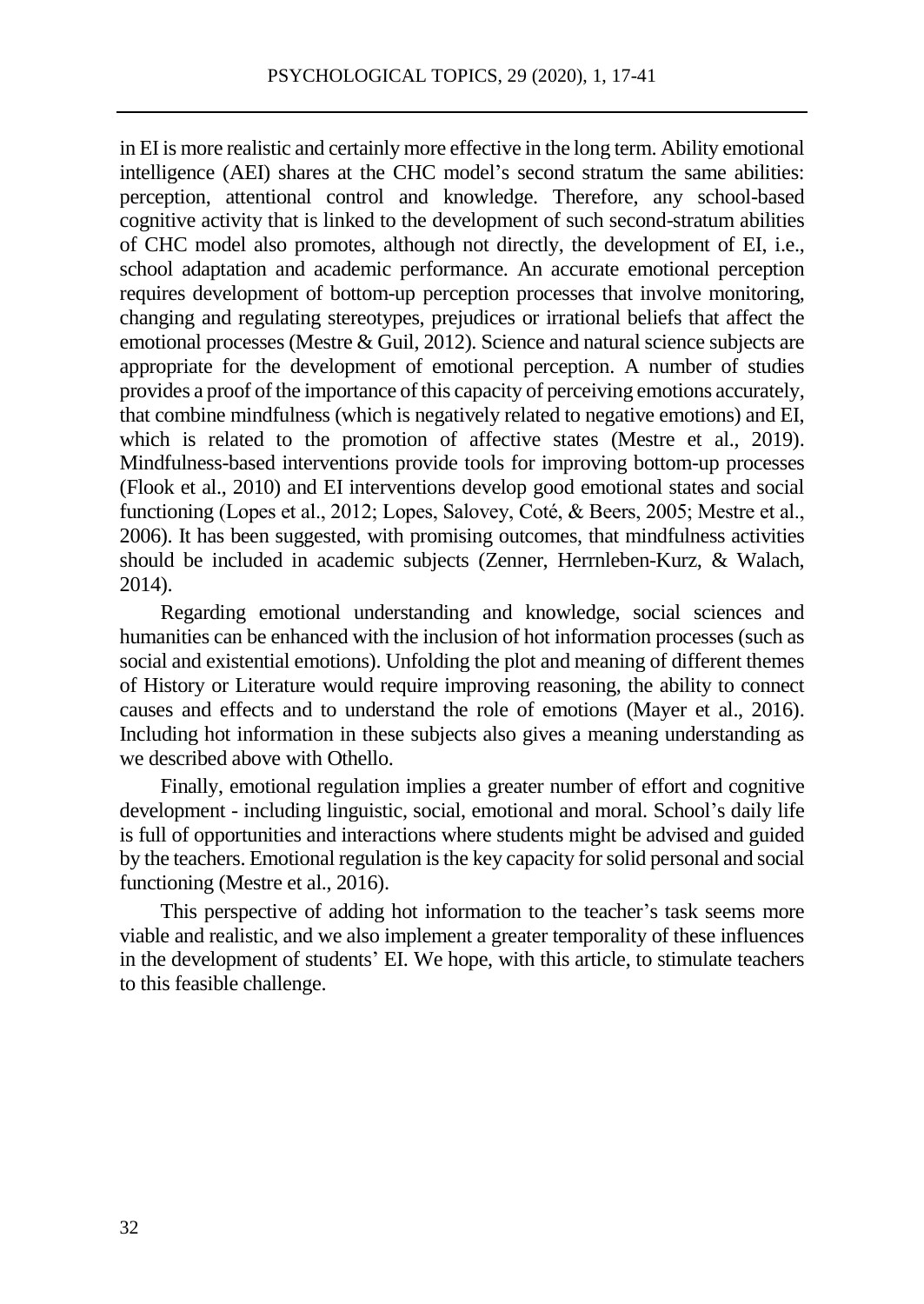in EI is more realistic and certainly more effective in the long term. Ability emotional intelligence (AEI) shares at the CHC model's second stratum the same abilities: perception, attentional control and knowledge. Therefore, any school-based cognitive activity that is linked to the development of such second-stratum abilities of CHC model also promotes, although not directly, the development of EI, i.e., school adaptation and academic performance. An accurate emotional perception requires development of bottom-up perception processes that involve monitoring, changing and regulating stereotypes, prejudices or irrational beliefs that affect the emotional processes (Mestre & Guil, 2012). Science and natural science subjects are appropriate for the development of emotional perception. A number of studies provides a proof of the importance of this capacity of perceiving emotions accurately, that combine mindfulness (which is negatively related to negative emotions) and EI, which is related to the promotion of affective states (Mestre et al., 2019). Mindfulness-based interventions provide tools for improving bottom-up processes (Flook et al., 2010) and EI interventions develop good emotional states and social functioning (Lopes et al., 2012; Lopes, Salovey, Coté, & Beers, 2005; Mestre et al., 2006). It has been suggested, with promising outcomes, that mindfulness activities should be included in academic subjects (Zenner, Herrnleben-Kurz, & Walach, 2014).

Regarding emotional understanding and knowledge, social sciences and humanities can be enhanced with the inclusion of hot information processes (such as social and existential emotions). Unfolding the plot and meaning of different themes of History or Literature would require improving reasoning, the ability to connect causes and effects and to understand the role of emotions (Mayer et al., 2016). Including hot information in these subjects also gives a meaning understanding as we described above with Othello.

Finally, emotional regulation implies a greater number of effort and cognitive development - including linguistic, social, emotional and moral. School's daily life is full of opportunities and interactions where students might be advised and guided by the teachers. Emotional regulation is the key capacity for solid personal and social functioning (Mestre et al., 2016).

This perspective of adding hot information to the teacher's task seems more viable and realistic, and we also implement a greater temporality of these influences in the development of students' EI. We hope, with this article, to stimulate teachers to this feasible challenge.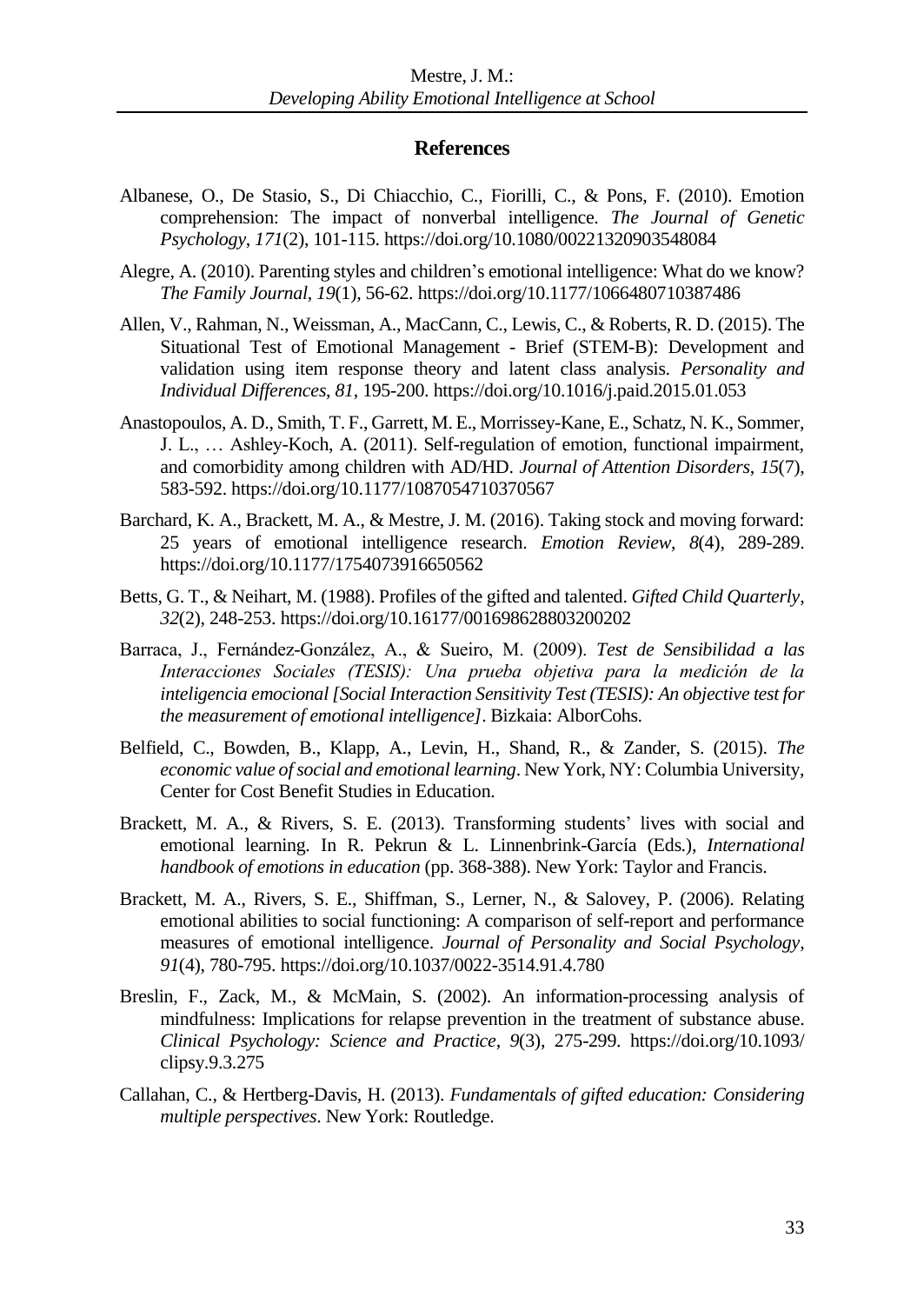## References

Albanese, O., De Stasio, S., Di Chiacchio, C., Fiorilli, C., & Pons, F. (2010). Emotion comprehension: The impact of nonverbal intelligence. *The Journal of Genetic Psychology*, *171*(2), 101-115. https://doi.org/10.1080/00221320903548084

Alegre, A. (2010). Parenting styles and children's emotional intelligence: What do we know? *The Family Journal*, *19*(1), 56-62. https://doi.org/10.1177/1066480710387486

Allen, V., Rahman, N., Weissman, A., MacCann, C., Lewis, C., & Roberts, R. D. (2015). The Situational Test of Emotional Management - Brief (STEM-B): Development and validation using item response theory and latent class analysis. *Personality and Individual Differences*, *81*, 195-200. https://doi.org/10.1016/j.paid.2015.01.053

Anastopoulos, A. D., Smith, T. F., Garrett, M. E., Morrissey-Kane, E., Schatz, N. K., Sommer, J. L., … Ashley-Koch, A. (2011). Self-regulation of emotion, functional impairment, and comorbidity among children with AD/HD. *Journal of Attention Disorders*, *15*(7), 583-592. https://doi.org/10.1177/1087054710370567

Barchard, K. A., Brackett, M. A., & Mestre, J. M. (2016). Taking stock and moving forward: 25 years of emotional intelligence research. *Emotion Review*, *8*(4), 289-289. https://doi.org/10.1177/1754073916650562

Betts, G. T., & Neihart, M. (1988). Profiles of the gifted and talented. *Gifted Child Quarterly*, *32*(2), 248-253. https://doi.org/10.16177/001698628803200202

Barraca, J., Fernández-González, A., & Sueiro, M. (2009). *Test de Sensibilidad a las Interacciones Sociales (TESIS): Una prueba objetiva para la medición de la inteligencia emocional [Social Interaction Sensitivity Test (TESIS): An objective test for the measurement of emotional intelligence]*. Bizkaia: AlborCohs.

Belfield, C., Bowden, B., Klapp, A., Levin, H., Shand, R., & Zander, S. (2015). *The economic value of social and emotional learning*. New York, NY: Columbia University, Center for Cost Benefit Studies in Education.

Brackett, M. A., & Rivers, S. E. (2013). Transforming students' lives with social and emotional learning. In R. Pekrun & L. Linnenbrink-García (Eds.), *International handbook of emotions in education* (pp. 368-388). New York: Taylor and Francis.

Brackett, M. A., Rivers, S. E., Shiffman, S., Lerner, N., & Salovey, P. (2006). Relating emotional abilities to social functioning: A comparison of self-report and performance measures of emotional intelligence. *Journal of Personality and Social Psychology*, *91*(4), 780-795. https://doi.org/10.1037/0022-3514.91.4.780

Breslin, F., Zack, M., & McMain, S. (2002). An information-processing analysis of mindfulness: Implications for relapse prevention in the treatment of substance abuse. *Clinical Psychology: Science and Practice*, *9*(3), 275-299. https://doi.org/10.1093/clipsy.9.3.275

Callahan, C., & Hertberg-Davis, H. (2013). *Fundamentals of gifted education: Considering multiple perspectives*. New York: Routledge.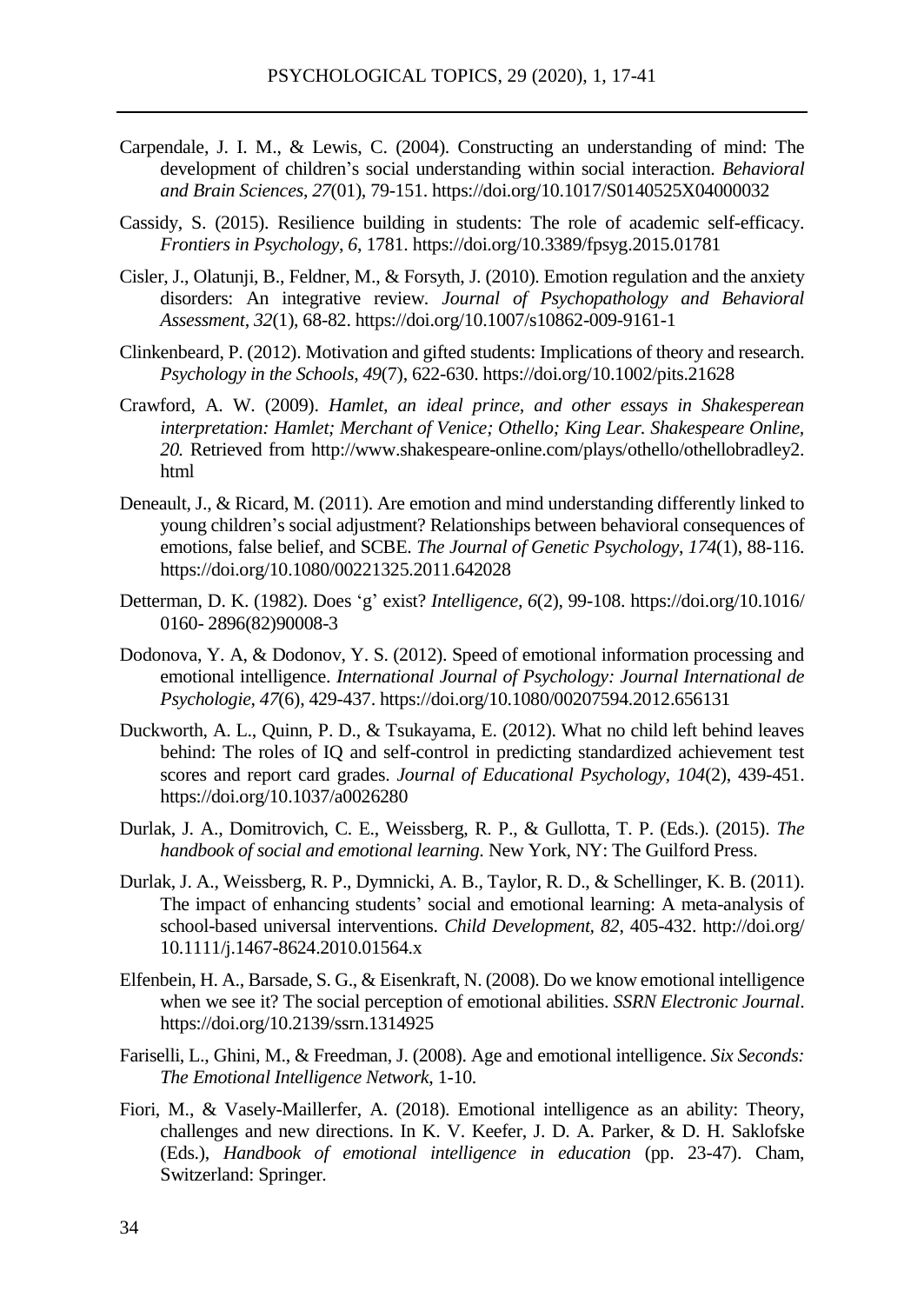Carpendale, J. I. M., & Lewis, C. (2004). Constructing an understanding of mind: The development of children's social understanding within social interaction. *Behavioral and Brain Sciences*, *27*(01), 79-151. https://doi.org/10.1017/S0140525X04000032

Cassidy, S. (2015). Resilience building in students: The role of academic self-efficacy. *Frontiers in Psychology*, *6*, 1781. https://doi.org/10.3389/fpsyg.2015.01781

Cisler, J., Olatunji, B., Feldner, M., & Forsyth, J. (2010). Emotion regulation and the anxiety disorders: An integrative review. *Journal of Psychopathology and Behavioral Assessment*, *32*(1), 68-82. https://doi.org/10.1007/s10862-009-9161-1

Clinkenbeard, P. (2012). Motivation and gifted students: Implications of theory and research. *Psychology in the Schools*, *49*(7), 622-630. https://doi.org/10.1002/pits.21628

Crawford, A. W. (2009). *Hamlet, an ideal prince, and other essays in Shakesperean interpretation: Hamlet; Merchant of Venice; Othello; King Lear. Shakespeare Online, 20.* Retrieved from http://www.shakespeare-online.com/plays/othello/othellobradley2.html

Deneault, J., & Ricard, M. (2011). Are emotion and mind understanding differently linked to young children's social adjustment? Relationships between behavioral consequences of emotions, false belief, and SCBE. *The Journal of Genetic Psychology*, *174*(1), 88-116. https://doi.org/10.1080/00221325.2011.642028

Detterman, D. K. (1982). Does 'g' exist? *Intelligence, 6*(2), 99-108. https://doi.org/10.1016/0160- 2896(82)90008-3

Dodonova, Y. A, & Dodonov, Y. S. (2012). Speed of emotional information processing and emotional intelligence. *International Journal of Psychology: Journal International de Psychologie*, *47*(6), 429-437. https://doi.org/10.1080/00207594.2012.656131

Duckworth, A. L., Quinn, P. D., & Tsukayama, E. (2012). What no child left behind leaves behind: The roles of IQ and self-control in predicting standardized achievement test scores and report card grades. *Journal of Educational Psychology*, *104*(2), 439-451. https://doi.org/10.1037/a0026280

Durlak, J. A., Domitrovich, C. E., Weissberg, R. P., & Gullotta, T. P. (Eds.). (2015). *The handbook of social and emotional learning.* New York, NY: The Guilford Press.

Durlak, J. A., Weissberg, R. P., Dymnicki, A. B., Taylor, R. D., & Schellinger, K. B. (2011). The impact of enhancing students' social and emotional learning: A meta-analysis of school-based universal interventions. *Child Development*, *82*, 405-432. http://doi.org/10.1111/j.1467-8624.2010.01564.x

Elfenbein, H. A., Barsade, S. G., & Eisenkraft, N. (2008). Do we know emotional intelligence when we see it? The social perception of emotional abilities. *SSRN Electronic Journal*. https://doi.org/10.2139/ssrn.1314925

Fariselli, L., Ghini, M., & Freedman, J. (2008). Age and emotional intelligence. *Six Seconds: The Emotional Intelligence Network*, 1-10.

Fiori, M., & Vasely-Maillerfer, A. (2018). Emotional intelligence as an ability: Theory, challenges and new directions. In K. V. Keefer, J. D. A. Parker, & D. H. Saklofske (Eds.), *Handbook of emotional intelligence in education* (pp. 23-47). Cham, Switzerland: Springer.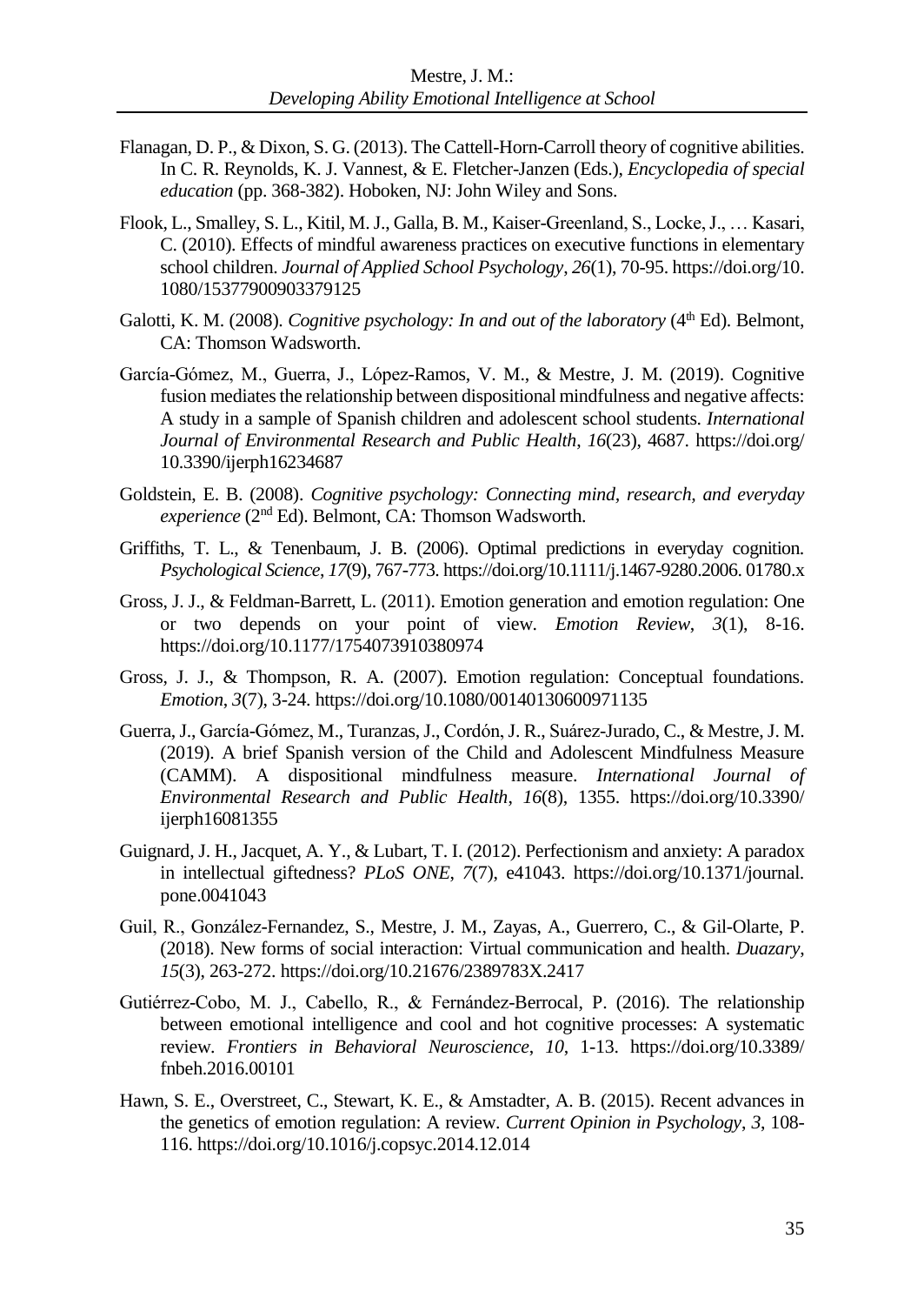Flanagan, D. P., & Dixon, S. G. (2013). The Cattell-Horn-Carroll theory of cognitive abilities. In C. R. Reynolds, K. J. Vannest, & E. Fletcher-Janzen (Eds.), *Encyclopedia of special education* (pp. 368-382). Hoboken, NJ: John Wiley and Sons.

Flook, L., Smalley, S. L., Kitil, M. J., Galla, B. M., Kaiser-Greenland, S., Locke, J., … Kasari, C. (2010). Effects of mindful awareness practices on executive functions in elementary school children. *Journal of Applied School Psychology*, *26*(1), 70-95. https://doi.org/10.1080/15377900903379125

Galotti, K. M. (2008). *Cognitive psychology: In and out of the laboratory* (4th Ed). Belmont, CA: Thomson Wadsworth.

García-Gómez, M., Guerra, J., López-Ramos, V. M., & Mestre, J. M. (2019). Cognitive fusion mediates the relationship between dispositional mindfulness and negative affects: A study in a sample of Spanish children and adolescent school students. *International Journal of Environmental Research and Public Health*, *16*(23), 4687. https://doi.org/10.3390/ijerph16234687

Goldstein, E. B. (2008). *Cognitive psychology: Connecting mind, research, and everyday experience* (2nd Ed). Belmont, CA: Thomson Wadsworth.

Griffiths, T. L., & Tenenbaum, J. B. (2006). Optimal predictions in everyday cognition. *Psychological Science*, *17*(9), 767-773. https://doi.org/10.1111/j.1467-9280.2006.01780.x

Gross, J. J., & Feldman-Barrett, L. (2011). Emotion generation and emotion regulation: One or two depends on your point of view. *Emotion Review*, *3*(1), 8-16. https://doi.org/10.1177/1754073910380974

Gross, J. J., & Thompson, R. A. (2007). Emotion regulation: Conceptual foundations. *Emotion*, *3*(7), 3-24. https://doi.org/10.1080/00140130600971135

Guerra, J., García-Gómez, M., Turanzas, J., Cordón, J. R., Suárez-Jurado, C., & Mestre, J. M. (2019). A brief Spanish version of the Child and Adolescent Mindfulness Measure (CAMM). A dispositional mindfulness measure. *International Journal of Environmental Research and Public Health*, *16*(8), 1355. https://doi.org/10.3390/ijerph16081355

Guignard, J. H., Jacquet, A. Y., & Lubart, T. I. (2012). Perfectionism and anxiety: A paradox in intellectual giftedness? *PLoS ONE*, *7*(7), e41043. https://doi.org/10.1371/journal.pone.0041043

Guil, R., González-Fernandez, S., Mestre, J. M., Zayas, A., Guerrero, C., & Gil-Olarte, P. (2018). New forms of social interaction: Virtual communication and health. *Duazary*, *15*(3), 263-272. https://doi.org/10.21676/2389783X.2417

Gutiérrez-Cobo, M. J., Cabello, R., & Fernández-Berrocal, P. (2016). The relationship between emotional intelligence and cool and hot cognitive processes: A systematic review. *Frontiers in Behavioral Neuroscience*, *10*, 1-13. https://doi.org/10.3389/fnbeh.2016.00101

Hawn, S. E., Overstreet, C., Stewart, K. E., & Amstadter, A. B. (2015). Recent advances in the genetics of emotion regulation: A review. *Current Opinion in Psychology*, *3*, 108-116. https://doi.org/10.1016/j.copsyc.2014.12.014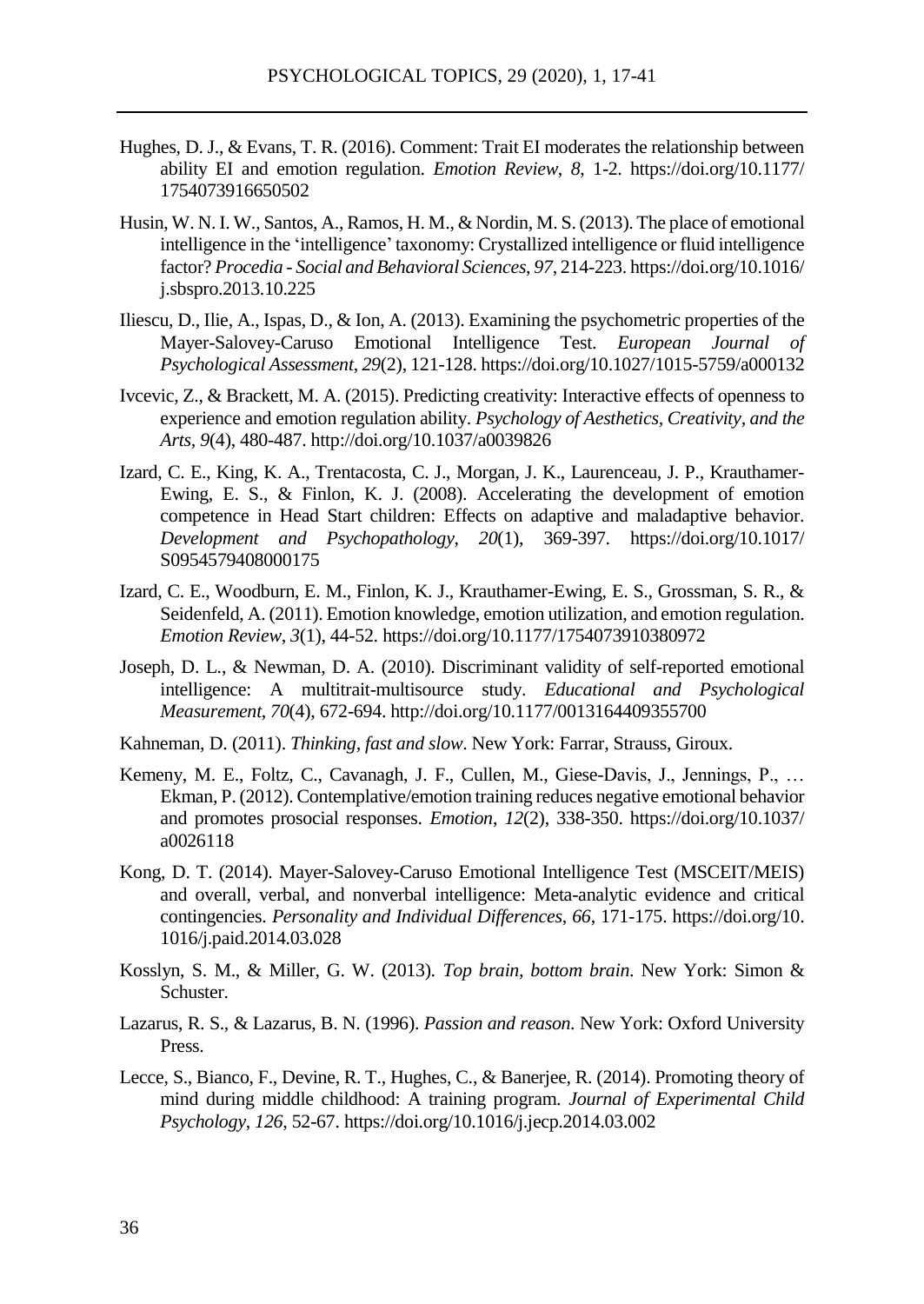Hughes, D. J., & Evans, T. R. (2016). Comment: Trait EI moderates the relationship between ability EI and emotion regulation. *Emotion Review*, *8*, 1-2. https://doi.org/10.1177/1754073916650502

Husin, W. N. I. W., Santos, A., Ramos, H. M., & Nordin, M. S. (2013). The place of emotional intelligence in the 'intelligence' taxonomy: Crystallized intelligence or fluid intelligence factor? *Procedia - Social and Behavioral Sciences*, *97*, 214-223. https://doi.org/10.1016/j.sbspro.2013.10.225

Iliescu, D., Ilie, A., Ispas, D., & Ion, A. (2013). Examining the psychometric properties of the Mayer-Salovey-Caruso Emotional Intelligence Test. *European Journal of Psychological Assessment*, *29*(2), 121-128. https://doi.org/10.1027/1015-5759/a000132

Ivcevic, Z., & Brackett, M. A. (2015). Predicting creativity: Interactive effects of openness to experience and emotion regulation ability. *Psychology of Aesthetics, Creativity, and the Arts, 9*(4), 480-487. http://doi.org/10.1037/a0039826

Izard, C. E., King, K. A., Trentacosta, C. J., Morgan, J. K., Laurenceau, J. P., Krauthamer-Ewing, E. S., & Finlon, K. J. (2008). Accelerating the development of emotion competence in Head Start children: Effects on adaptive and maladaptive behavior. *Development and Psychopathology*, *20*(1), 369-397. https://doi.org/10.1017/S0954579408000175

Izard, C. E., Woodburn, E. M., Finlon, K. J., Krauthamer-Ewing, E. S., Grossman, S. R., & Seidenfeld, A. (2011). Emotion knowledge, emotion utilization, and emotion regulation. *Emotion Review*, *3*(1), 44-52. https://doi.org/10.1177/1754073910380972

Joseph, D. L., & Newman, D. A. (2010). Discriminant validity of self-reported emotional intelligence: A multitrait-multisource study. *Educational and Psychological Measurement*, *70*(4), 672-694. http://doi.org/10.1177/0013164409355700

Kahneman, D. (2011). *Thinking, fast and slow*. New York: Farrar, Strauss, Giroux.

Kemeny, M. E., Foltz, C., Cavanagh, J. F., Cullen, M., Giese-Davis, J., Jennings, P., … Ekman, P. (2012). Contemplative/emotion training reduces negative emotional behavior and promotes prosocial responses. *Emotion*, *12*(2), 338-350. https://doi.org/10.1037/a0026118

Kong, D. T. (2014). Mayer-Salovey-Caruso Emotional Intelligence Test (MSCEIT/MEIS) and overall, verbal, and nonverbal intelligence: Meta-analytic evidence and critical contingencies. *Personality and Individual Differences*, *66*, 171-175. https://doi.org/10.1016/j.paid.2014.03.028

Kosslyn, S. M., & Miller, G. W. (2013). *Top brain, bottom brain*. New York: Simon & Schuster.

Lazarus, R. S., & Lazarus, B. N. (1996). *Passion and reason.* New York: Oxford University Press.

Lecce, S., Bianco, F., Devine, R. T., Hughes, C., & Banerjee, R. (2014). Promoting theory of mind during middle childhood: A training program. *Journal of Experimental Child Psychology*, *126*, 52-67. https://doi.org/10.1016/j.jecp.2014.03.002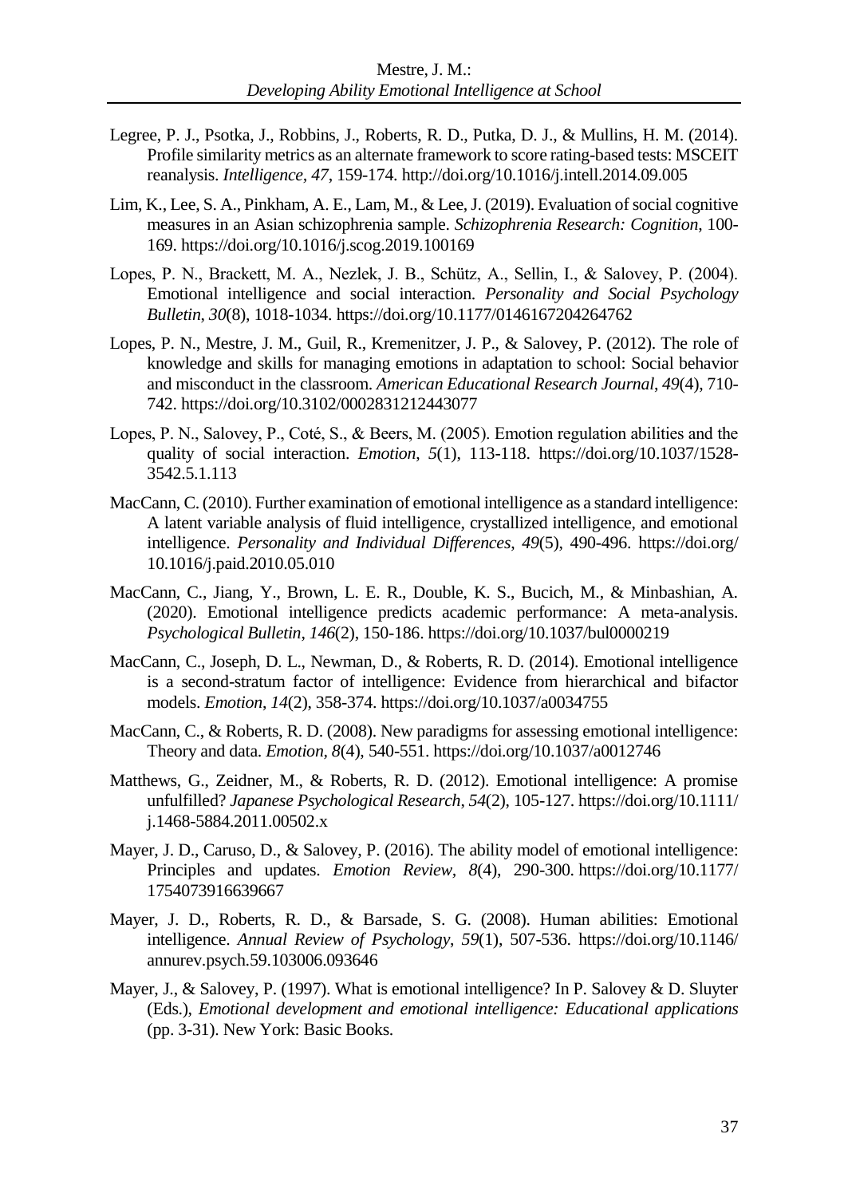Legree, P. J., Psotka, J., Robbins, J., Roberts, R. D., Putka, D. J., & Mullins, H. M. (2014). Profile similarity metrics as an alternate framework to score rating-based tests: MSCEIT reanalysis. *Intelligence*, *47*, 159-174. http://doi.org/10.1016/j.intell.2014.09.005

Lim, K., Lee, S. A., Pinkham, A. E., Lam, M., & Lee, J. (2019). Evaluation of social cognitive measures in an Asian schizophrenia sample. *Schizophrenia Research: Cognition*, 100-169. https://doi.org/10.1016/j.scog.2019.100169

Lopes, P. N., Brackett, M. A., Nezlek, J. B., Schütz, A., Sellin, I., & Salovey, P. (2004). Emotional intelligence and social interaction. *Personality and Social Psychology Bulletin*, *30*(8), 1018-1034. https://doi.org/10.1177/0146167204264762

Lopes, P. N., Mestre, J. M., Guil, R., Kremenitzer, J. P., & Salovey, P. (2012). The role of knowledge and skills for managing emotions in adaptation to school: Social behavior and misconduct in the classroom. *American Educational Research Journal*, *49*(4), 710-742. https://doi.org/10.3102/0002831212443077

Lopes, P. N., Salovey, P., Coté, S., & Beers, M. (2005). Emotion regulation abilities and the quality of social interaction. *Emotion*, *5*(1), 113-118. https://doi.org/10.1037/1528-3542.5.1.113

MacCann, C. (2010). Further examination of emotional intelligence as a standard intelligence: A latent variable analysis of fluid intelligence, crystallized intelligence, and emotional intelligence. *Personality and Individual Differences*, *49*(5), 490-496. https://doi.org/10.1016/j.paid.2010.05.010

MacCann, C., Jiang, Y., Brown, L. E. R., Double, K. S., Bucich, M., & Minbashian, A. (2020). Emotional intelligence predicts academic performance: A meta-analysis. *Psychological Bulletin*, *146*(2), 150-186. https://doi.org/10.1037/bul0000219

MacCann, C., Joseph, D. L., Newman, D., & Roberts, R. D. (2014). Emotional intelligence is a second-stratum factor of intelligence: Evidence from hierarchical and bifactor models. *Emotion*, *14*(2), 358-374. https://doi.org/10.1037/a0034755

MacCann, C., & Roberts, R. D. (2008). New paradigms for assessing emotional intelligence: Theory and data. *Emotion*, *8*(4), 540-551. https://doi.org/10.1037/a0012746

Matthews, G., Zeidner, M., & Roberts, R. D. (2012). Emotional intelligence: A promise unfulfilled? *Japanese Psychological Research*, *54*(2), 105-127. https://doi.org/10.1111/j.1468-5884.2011.00502.x

Mayer, J. D., Caruso, D., & Salovey, P. (2016). The ability model of emotional intelligence: Principles and updates. *Emotion Review*, *8*(4), 290-300. https://doi.org/10.1177/1754073916639667

Mayer, J. D., Roberts, R. D., & Barsade, S. G. (2008). Human abilities: Emotional intelligence. *Annual Review of Psychology*, *59*(1), 507-536. https://doi.org/10.1146/annurev.psych.59.103006.093646

Mayer, J., & Salovey, P. (1997). What is emotional intelligence? In P. Salovey & D. Sluyter (Eds.), *Emotional development and emotional intelligence: Educational applications* (pp. 3-31). New York: Basic Books.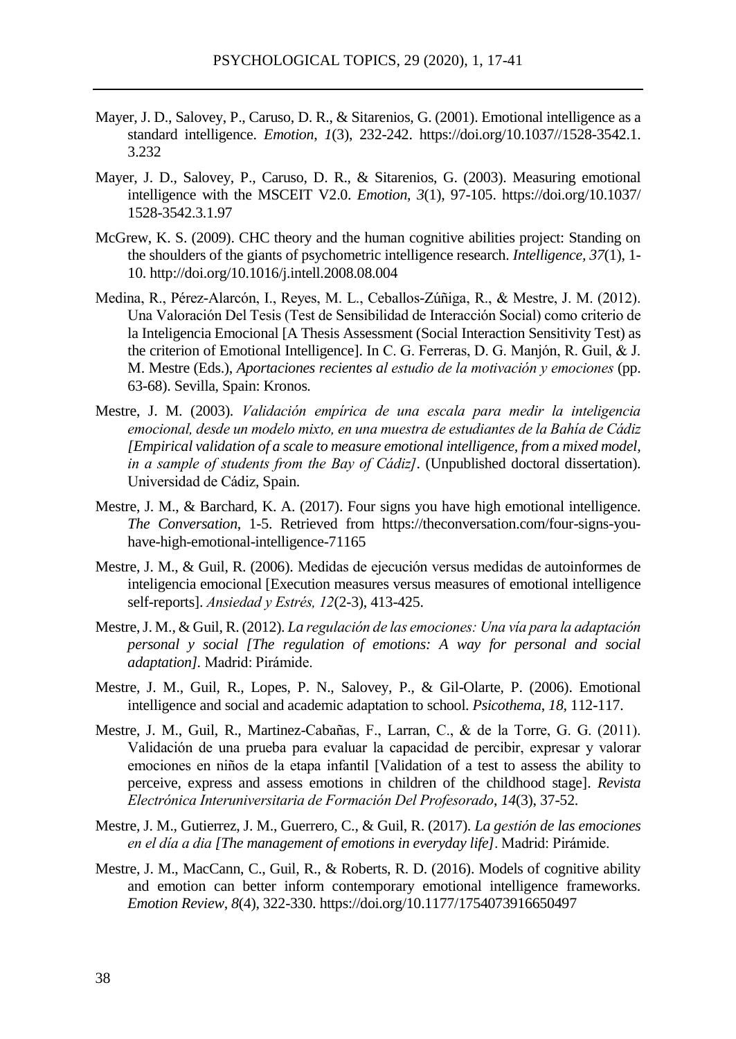Mayer, J. D., Salovey, P., Caruso, D. R., & Sitarenios, G. (2001). Emotional intelligence as a standard intelligence. *Emotion*, *1*(3), 232-242. https://doi.org/10.1037//1528-3542.1.3.232

Mayer, J. D., Salovey, P., Caruso, D. R., & Sitarenios, G. (2003). Measuring emotional intelligence with the MSCEIT V2.0. *Emotion*, *3*(1), 97-105. https://doi.org/10.1037/1528-3542.3.1.97

McGrew, K. S. (2009). CHC theory and the human cognitive abilities project: Standing on the shoulders of the giants of psychometric intelligence research. *Intelligence, 37*(1), 1-10. http://doi.org/10.1016/j.intell.2008.08.004

Medina, R., Pérez-Alarcón, I., Reyes, M. L., Ceballos-Zúñiga, R., & Mestre, J. M. (2012). Una Valoración Del Tesis (Test de Sensibilidad de Interacción Social) como criterio de la Inteligencia Emocional [A Thesis Assessment (Social Interaction Sensitivity Test) as the criterion of Emotional Intelligence]. In C. G. Ferreras, D. G. Manjón, R. Guil, & J. M. Mestre (Eds.), *Aportaciones recientes al estudio de la motivación y emociones* (pp. 63-68). Sevilla, Spain: Kronos.

Mestre, J. M. (2003). *Validación empírica de una escala para medir la inteligencia emocional, desde un modelo mixto, en una muestra de estudiantes de la Bahía de Cádiz [Empirical validation of a scale to measure emotional intelligence, from a mixed model, in a sample of students from the Bay of Cádiz]*. (Unpublished doctoral dissertation). Universidad de Cádiz, Spain.

Mestre, J. M., & Barchard, K. A. (2017). Four signs you have high emotional intelligence. *The Conversation*, 1-5. Retrieved from https://theconversation.com/four-signs-you-have-high-emotional-intelligence-71165

Mestre, J. M., & Guil, R. (2006). Medidas de ejecución versus medidas de autoinformes de inteligencia emocional [Execution measures versus measures of emotional intelligence self-reports]. *Ansiedad y Estrés, 12*(2-3), 413-425.

Mestre, J. M., & Guil, R. (2012). *La regulación de las emociones: Una vía para la adaptación personal y social [The regulation of emotions: A way for personal and social adaptation]*. Madrid: Pirámide.

Mestre, J. M., Guil, R., Lopes, P. N., Salovey, P., & Gil-Olarte, P. (2006). Emotional intelligence and social and academic adaptation to school. *Psicothema*, *18,* 112-117.

Mestre, J. M., Guil, R., Martinez-Cabañas, F., Larran, C., & de la Torre, G. G. (2011). Validación de una prueba para evaluar la capacidad de percibir, expresar y valorar emociones en niños de la etapa infantil [Validation of a test to assess the ability to perceive, express and assess emotions in children of the childhood stage]. *Revista Electrónica Interuniversitaria de Formación Del Profesorado*, *14*(3), 37-52.

Mestre, J. M., Gutierrez, J. M., Guerrero, C., & Guil, R. (2017). *La gestión de las emociones en el día a dia [The management of emotions in everyday life]*. Madrid: Pirámide.

Mestre, J. M., MacCann, C., Guil, R., & Roberts, R. D. (2016). Models of cognitive ability and emotion can better inform contemporary emotional intelligence frameworks. *Emotion Review*, *8*(4), 322-330. https://doi.org/10.1177/1754073916650497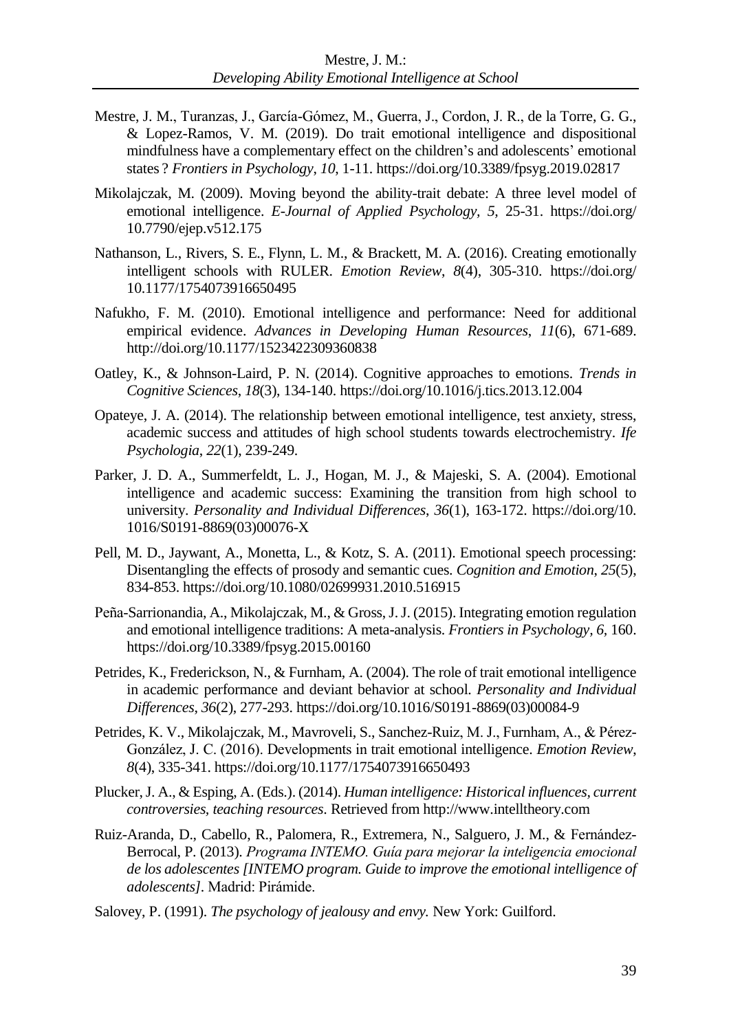Mestre, J. M., Turanzas, J., García-Gómez, M., Guerra, J., Cordon, J. R., de la Torre, G. G., & Lopez-Ramos, V. M. (2019). Do trait emotional intelligence and dispositional mindfulness have a complementary effect on the children's and adolescents' emotional states ? *Frontiers in Psychology*, *10*, 1-11. https://doi.org/10.3389/fpsyg.2019.02817

Mikolajczak, M. (2009). Moving beyond the ability-trait debate: A three level model of emotional intelligence. *E-Journal of Applied Psychology, 5,* 25-31. https://doi.org/ 10.7790/ejep.v512.175

Nathanson, L., Rivers, S. E., Flynn, L. M., & Brackett, M. A. (2016). Creating emotionally intelligent schools with RULER. *Emotion Review*, *8*(4), 305-310. https://doi.org/ 10.1177/1754073916650495

Nafukho, F. M. (2010). Emotional intelligence and performance: Need for additional empirical evidence. *Advances in Developing Human Resources*, *11*(6), 671-689. http://doi.org/10.1177/1523422309360838

Oatley, K., & Johnson-Laird, P. N. (2014). Cognitive approaches to emotions. *Trends in Cognitive Sciences*, *18*(3), 134-140. https://doi.org/10.1016/j.tics.2013.12.004

Opateye, J. A. (2014). The relationship between emotional intelligence, test anxiety, stress, academic success and attitudes of high school students towards electrochemistry. *Ife Psychologia*, *22*(1), 239-249.

Parker, J. D. A., Summerfeldt, L. J., Hogan, M. J., & Majeski, S. A. (2004). Emotional intelligence and academic success: Examining the transition from high school to university. *Personality and Individual Differences*, *36*(1), 163-172. https://doi.org/10. 1016/S0191-8869(03)00076-X

Pell, M. D., Jaywant, A., Monetta, L., & Kotz, S. A. (2011). Emotional speech processing: Disentangling the effects of prosody and semantic cues. *Cognition and Emotion*, *25*(5), 834-853. https://doi.org/10.1080/02699931.2010.516915

Peña-Sarrionandia, A., Mikolajczak, M., & Gross, J. J. (2015). Integrating emotion regulation and emotional intelligence traditions: A meta-analysis. *Frontiers in Psychology, 6*, 160. https://doi.org/10.3389/fpsyg.2015.00160

Petrides, K., Frederickson, N., & Furnham, A. (2004). The role of trait emotional intelligence in academic performance and deviant behavior at school. *Personality and Individual Differences*, *36*(2), 277-293. https://doi.org/10.1016/S0191-8869(03)00084-9

Petrides, K. V., Mikolajczak, M., Mavroveli, S., Sanchez-Ruiz, M. J., Furnham, A., & Pérez-González, J. C. (2016). Developments in trait emotional intelligence. *Emotion Review*, *8*(4), 335-341. https://doi.org/10.1177/1754073916650493

Plucker, J. A., & Esping, A. (Eds.). (2014). *Human intelligence: Historical influences, current controversies, teaching resources*. Retrieved from http://www.intelltheory.com

Ruiz-Aranda, D., Cabello, R., Palomera, R., Extremera, N., Salguero, J. M., & Fernández-Berrocal, P. (2013). *Programa INTEMO. Guía para mejorar la inteligencia emocional de los adolescentes [INTEMO program. Guide to improve the emotional intelligence of adolescents]*. Madrid: Pirámide.

Salovey, P. (1991). *The psychology of jealousy and envy.* New York: Guilford.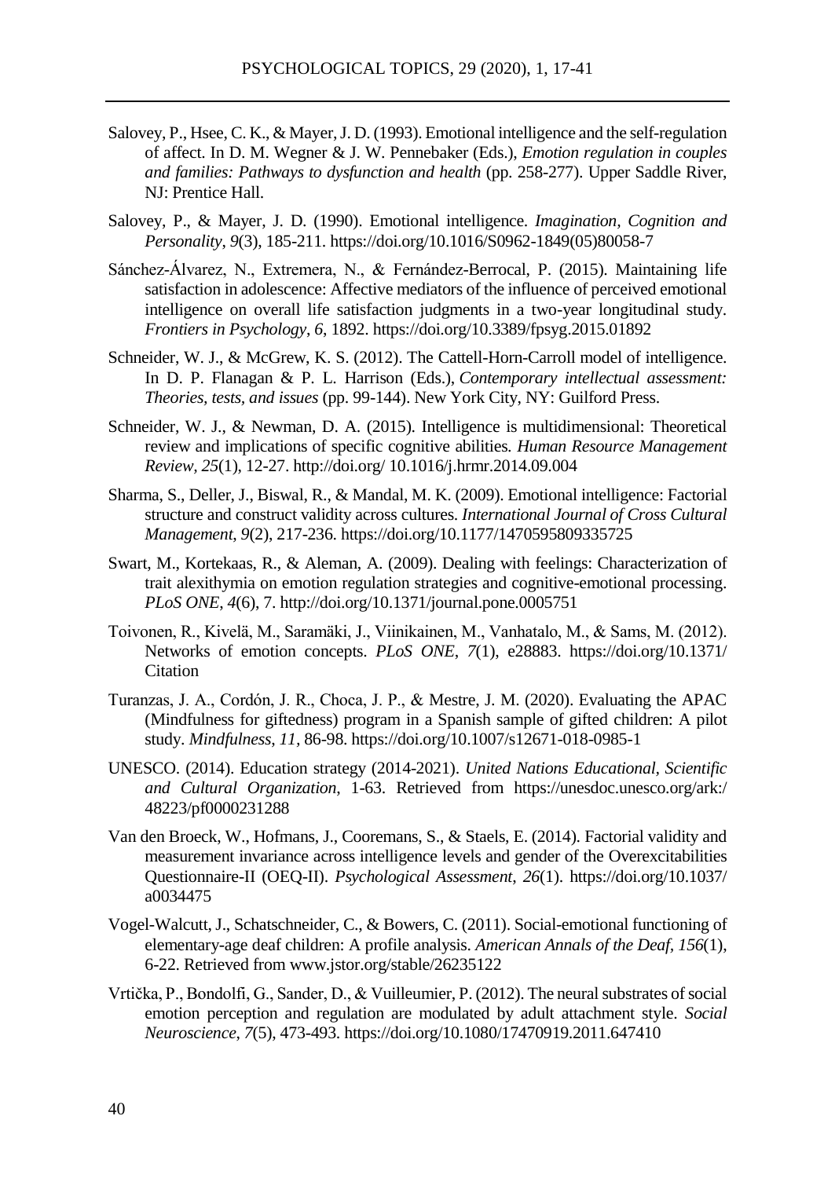Salovey, P., Hsee, C. K., & Mayer, J. D. (1993). Emotional intelligence and the self-regulation of affect. In D. M. Wegner & J. W. Pennebaker (Eds.), *Emotion regulation in couples and families: Pathways to dysfunction and health* (pp. 258-277). Upper Saddle River, NJ: Prentice Hall.

Salovey, P., & Mayer, J. D. (1990). Emotional intelligence. *Imagination, Cognition and Personality*, *9*(3), 185-211. https://doi.org/10.1016/S0962-1849(05)80058-7

Sánchez-Álvarez, N., Extremera, N., & Fernández-Berrocal, P. (2015). Maintaining life satisfaction in adolescence: Affective mediators of the influence of perceived emotional intelligence on overall life satisfaction judgments in a two-year longitudinal study. *Frontiers in Psychology*, *6*, 1892. https://doi.org/10.3389/fpsyg.2015.01892

Schneider, W. J., & McGrew, K. S. (2012). The Cattell-Horn-Carroll model of intelligence. In D. P. Flanagan & P. L. Harrison (Eds.), *Contemporary intellectual assessment: Theories, tests, and issues* (pp. 99-144). New York City, NY: Guilford Press.

Schneider, W. J., & Newman, D. A. (2015). Intelligence is multidimensional: Theoretical review and implications of specific cognitive abilities. *Human Resource Management Review*, *25*(1), 12-27. http://doi.org/ 10.1016/j.hrmr.2014.09.004

Sharma, S., Deller, J., Biswal, R., & Mandal, M. K. (2009). Emotional intelligence: Factorial structure and construct validity across cultures. *International Journal of Cross Cultural Management*, *9*(2), 217-236. https://doi.org/10.1177/1470595809335725

Swart, M., Kortekaas, R., & Aleman, A. (2009). Dealing with feelings: Characterization of trait alexithymia on emotion regulation strategies and cognitive-emotional processing. *PLoS ONE*, *4*(6), 7. http://doi.org/10.1371/journal.pone.0005751

Toivonen, R., Kivelä, M., Saramäki, J., Viinikainen, M., Vanhatalo, M., & Sams, M. (2012). Networks of emotion concepts. *PLoS ONE*, *7*(1), e28883. https://doi.org/10.1371/ Citation

Turanzas, J. A., Cordón, J. R., Choca, J. P., & Mestre, J. M. (2020). Evaluating the APAC (Mindfulness for giftedness) program in a Spanish sample of gifted children: A pilot study. *Mindfulness*, *11*, 86-98. https://doi.org/10.1007/s12671-018-0985-1

UNESCO. (2014). Education strategy (2014-2021). *United Nations Educational, Scientific and Cultural Organization*, 1-63. Retrieved from https://unesdoc.unesco.org/ark:/ 48223/pf0000231288

Van den Broeck, W., Hofmans, J., Cooremans, S., & Staels, E. (2014). Factorial validity and measurement invariance across intelligence levels and gender of the Overexcitabilities Questionnaire-II (OEQ-II). *Psychological Assessment*, *26*(1). https://doi.org/10.1037/ a0034475

Vogel-Walcutt, J., Schatschneider, C., & Bowers, C. (2011). Social-emotional functioning of elementary-age deaf children: A profile analysis. *American Annals of the Deaf*, *156*(1), 6-22. Retrieved from www.jstor.org/stable/26235122

Vrtička, P., Bondolfi, G., Sander, D., & Vuilleumier, P. (2012). The neural substrates of social emotion perception and regulation are modulated by adult attachment style. *Social Neuroscience*, *7*(5), 473-493. https://doi.org/10.1080/17470919.2011.647410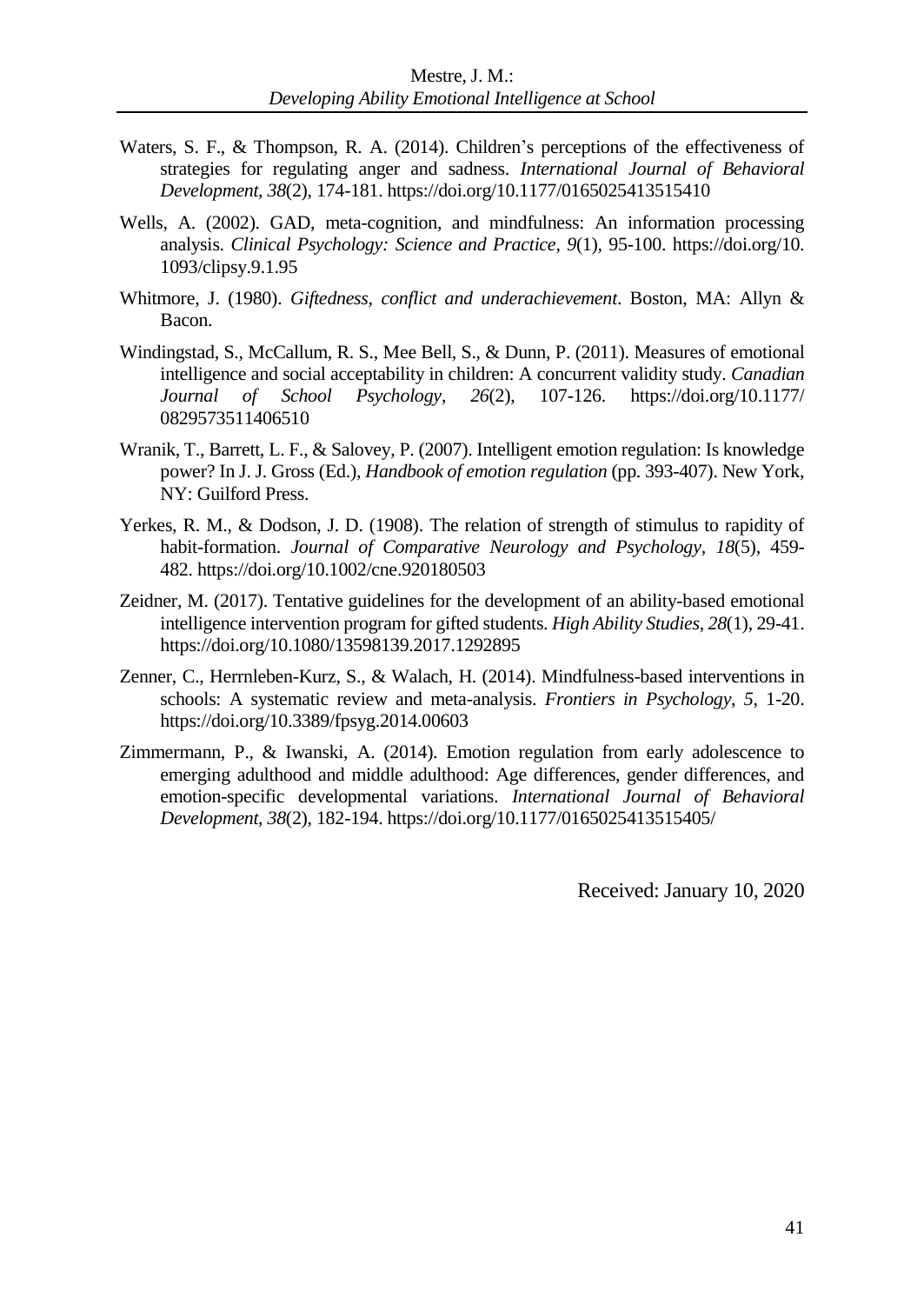Waters, S. F., & Thompson, R. A. (2014). Children's perceptions of the effectiveness of strategies for regulating anger and sadness. *International Journal of Behavioral Development*, *38*(2), 174-181. https://doi.org/10.1177/0165025413515410

Wells, A. (2002). GAD, meta-cognition, and mindfulness: An information processing analysis. *Clinical Psychology: Science and Practice*, *9*(1), 95-100. https://doi.org/10.1093/clipsy.9.1.95

Whitmore, J. (1980). *Giftedness, conflict and underachievement*. Boston, MA: Allyn & Bacon.

Windingstad, S., McCallum, R. S., Mee Bell, S., & Dunn, P. (2011). Measures of emotional intelligence and social acceptability in children: A concurrent validity study. *Canadian Journal of School Psychology*, *26*(2), 107-126. https://doi.org/10.1177/0829573511406510

Wranik, T., Barrett, L. F., & Salovey, P. (2007). Intelligent emotion regulation: Is knowledge power? In J. J. Gross (Ed.), *Handbook of emotion regulation* (pp. 393-407). New York, NY: Guilford Press.

Yerkes, R. M., & Dodson, J. D. (1908). The relation of strength of stimulus to rapidity of habit-formation. *Journal of Comparative Neurology and Psychology, 18*(5), 459-482. https://doi.org/10.1002/cne.920180503

Zeidner, M. (2017). Tentative guidelines for the development of an ability-based emotional intelligence intervention program for gifted students. *High Ability Studies*, *28*(1), 29-41. https://doi.org/10.1080/13598139.2017.1292895

Zenner, C., Herrnleben-Kurz, S., & Walach, H. (2014). Mindfulness-based interventions in schools: A systematic review and meta-analysis. *Frontiers in Psychology*, *5*, 1-20. https://doi.org/10.3389/fpsyg.2014.00603

Zimmermann, P., & Iwanski, A. (2014). Emotion regulation from early adolescence to emerging adulthood and middle adulthood: Age differences, gender differences, and emotion-specific developmental variations. *International Journal of Behavioral Development*, *38*(2), 182-194. https://doi.org/10.1177/0165025413515405/

Received: January 10, 2020